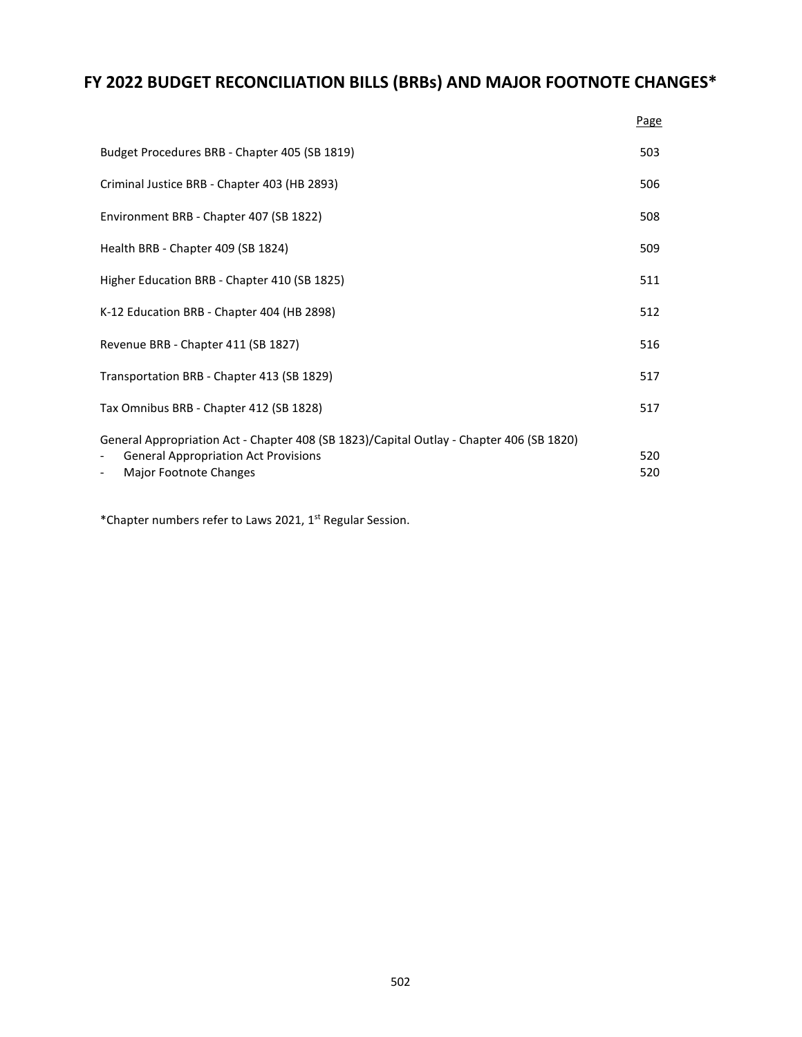# FY 2022 BUDGET RECONCILIATION BILLS (BRBs) AND MAJOR FOOTNOTE CHANGES*

| | Page |
|---|---|
| Budget Procedures BRB - Chapter 405 (SB 1819) | 503 |
| Criminal Justice BRB - Chapter 403 (HB 2893) | 506 |
| Environment BRB - Chapter 407 (SB 1822) | 508 |
| Health BRB - Chapter 409 (SB 1824) | 509 |
| Higher Education BRB - Chapter 410 (SB 1825) | 511 |
| K-12 Education BRB - Chapter 404 (HB 2898) | 512 |
| Revenue BRB - Chapter 411 (SB 1827) | 516 |
| Transportation BRB - Chapter 413 (SB 1829) | 517 |
| Tax Omnibus BRB - Chapter 412 (SB 1828) | 517 |
| General Appropriation Act - Chapter 408 (SB 1823)/Capital Outlay - Chapter 406 (SB 1820) | |
| - General Appropriation Act Provisions | 520 |
| - Major Footnote Changes | 520 |

*Chapter numbers refer to Laws 2021, 1st Regular Session.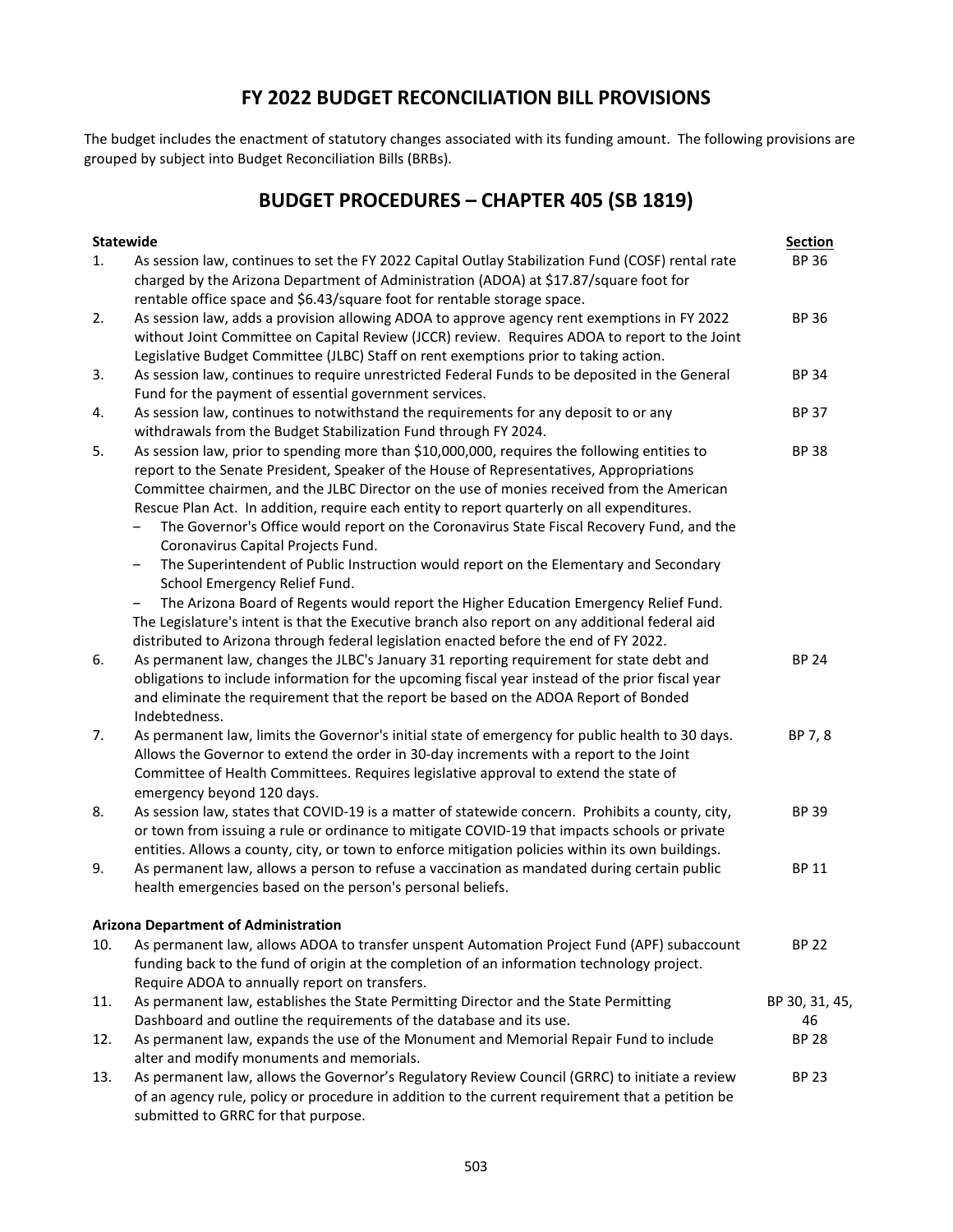# FY 2022 BUDGET RECONCILIATION BILL PROVISIONS

The budget includes the enactment of statutory changes associated with its funding amount. The following provisions are grouped by subject into Budget Reconciliation Bills (BRBs).

## BUDGET PROCEDURES – CHAPTER 405 (SB 1819)

| | **Statewide** | **Section** |
|---|---|---|
| 1. | As session law, continues to set the FY 2022 Capital Outlay Stabilization Fund (COSF) rental rate charged by the Arizona Department of Administration (ADOA) at $17.87/square foot for rentable office space and $6.43/square foot for rentable storage space. | BP 36 |
| 2. | As session law, adds a provision allowing ADOA to approve agency rent exemptions in FY 2022 without Joint Committee on Capital Review (JCCR) review. Requires ADOA to report to the Joint Legislative Budget Committee (JLBC) Staff on rent exemptions prior to taking action. | BP 36 |
| 3. | As session law, continues to require unrestricted Federal Funds to be deposited in the General Fund for the payment of essential government services. | BP 34 |
| 4. | As session law, continues to notwithstand the requirements for any deposit to or any withdrawals from the Budget Stabilization Fund through FY 2024. | BP 37 |
| 5. | As session law, prior to spending more than $10,000,000, requires the following entities to report to the Senate President, Speaker of the House of Representatives, Appropriations Committee chairmen, and the JLBC Director on the use of monies received from the American Rescue Plan Act. In addition, require each entity to report quarterly on all expenditures.<br>– The Governor's Office would report on the Coronavirus State Fiscal Recovery Fund, and the Coronavirus Capital Projects Fund.<br>– The Superintendent of Public Instruction would report on the Elementary and Secondary School Emergency Relief Fund.<br>– The Arizona Board of Regents would report the Higher Education Emergency Relief Fund.<br>The Legislature's intent is that the Executive branch also report on any additional federal aid distributed to Arizona through federal legislation enacted before the end of FY 2022. | BP 38 |
| 6. | As permanent law, changes the JLBC's January 31 reporting requirement for state debt and obligations to include information for the upcoming fiscal year instead of the prior fiscal year and eliminate the requirement that the report be based on the ADOA Report of Bonded Indebtedness. | BP 24 |
| 7. | As permanent law, limits the Governor's initial state of emergency for public health to 30 days. Allows the Governor to extend the order in 30-day increments with a report to the Joint Committee of Health Committees. Requires legislative approval to extend the state of emergency beyond 120 days. | BP 7, 8 |
| 8. | As session law, states that COVID-19 is a matter of statewide concern. Prohibits a county, city, or town from issuing a rule or ordinance to mitigate COVID-19 that impacts schools or private entities. Allows a county, city, or town to enforce mitigation policies within its own buildings. | BP 39 |
| 9. | As permanent law, allows a person to refuse a vaccination as mandated during certain public health emergencies based on the person's personal beliefs. | BP 11 |
| | **Arizona Department of Administration** | |
| 10. | As permanent law, allows ADOA to transfer unspent Automation Project Fund (APF) subaccount funding back to the fund of origin at the completion of an information technology project. Require ADOA to annually report on transfers. | BP 22 |
| 11. | As permanent law, establishes the State Permitting Director and the State Permitting Dashboard and outline the requirements of the database and its use. | BP 30, 31, 45, 46 |
| 12. | As permanent law, expands the use of the Monument and Memorial Repair Fund to include alter and modify monuments and memorials. | BP 28 |
| 13. | As permanent law, allows the Governor's Regulatory Review Council (GRRC) to initiate a review of an agency rule, policy or procedure in addition to the current requirement that a petition be submitted to GRRC for that purpose. | BP 23 |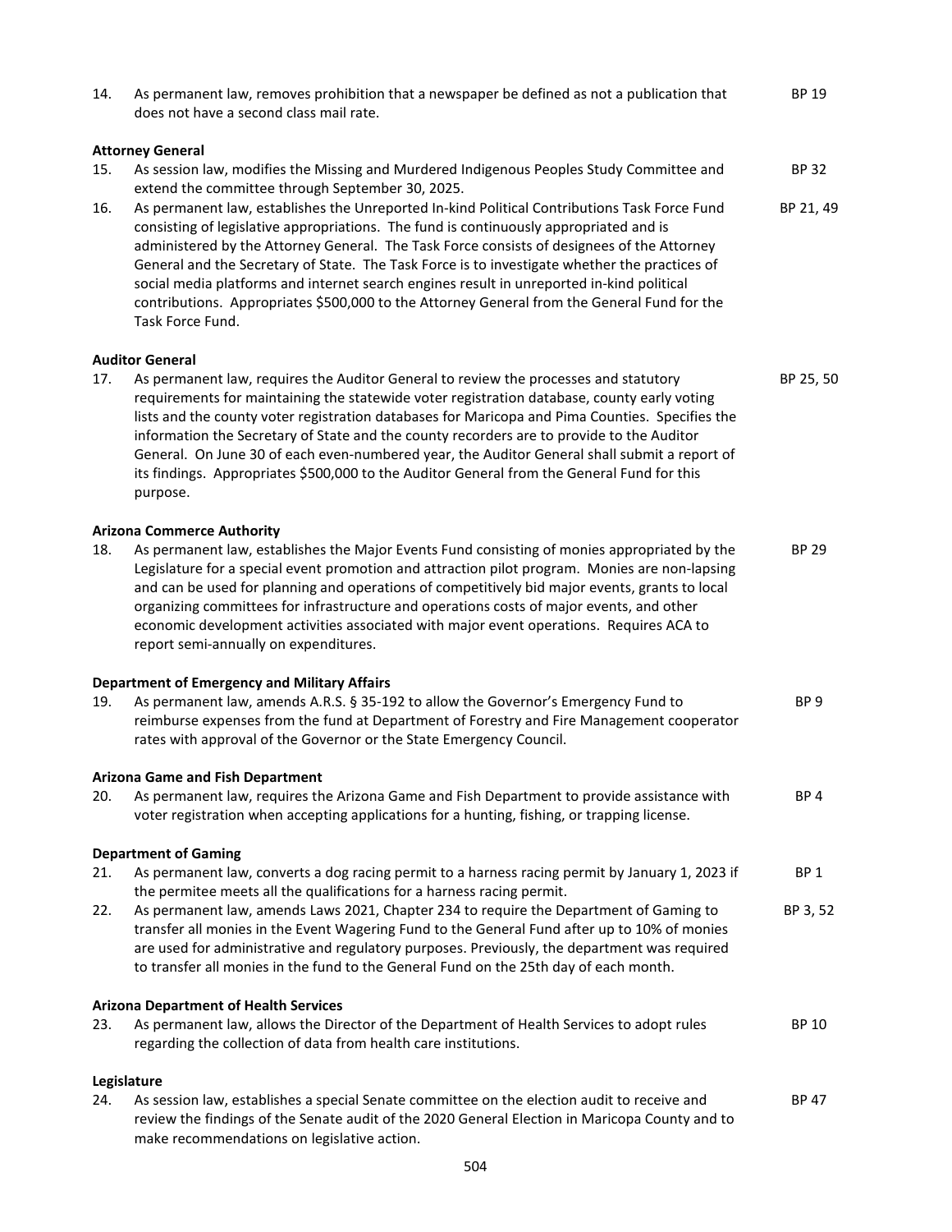14. As permanent law, removes prohibition that a newspaper be defined as not a publication that does not have a second class mail rate. BP 19

**Attorney General**

15. As session law, modifies the Missing and Murdered Indigenous Peoples Study Committee and extend the committee through September 30, 2025. BP 32
16. As permanent law, establishes the Unreported In-kind Political Contributions Task Force Fund consisting of legislative appropriations. The fund is continuously appropriated and is administered by the Attorney General. The Task Force consists of designees of the Attorney General and the Secretary of State. The Task Force is to investigate whether the practices of social media platforms and internet search engines result in unreported in-kind political contributions. Appropriates $500,000 to the Attorney General from the General Fund for the Task Force Fund. BP 21, 49

**Auditor General**

17. As permanent law, requires the Auditor General to review the processes and statutory requirements for maintaining the statewide voter registration database, county early voting lists and the county voter registration databases for Maricopa and Pima Counties. Specifies the information the Secretary of State and the county recorders are to provide to the Auditor General. On June 30 of each even-numbered year, the Auditor General shall submit a report of its findings. Appropriates $500,000 to the Auditor General from the General Fund for this purpose. BP 25, 50

**Arizona Commerce Authority**

18. As permanent law, establishes the Major Events Fund consisting of monies appropriated by the Legislature for a special event promotion and attraction pilot program. Monies are non-lapsing and can be used for planning and operations of competitively bid major events, grants to local organizing committees for infrastructure and operations costs of major events, and other economic development activities associated with major event operations. Requires ACA to report semi-annually on expenditures. BP 29

**Department of Emergency and Military Affairs**

19. As permanent law, amends A.R.S. § 35-192 to allow the Governor's Emergency Fund to reimburse expenses from the fund at Department of Forestry and Fire Management cooperator rates with approval of the Governor or the State Emergency Council. BP 9

**Arizona Game and Fish Department**

20. As permanent law, requires the Arizona Game and Fish Department to provide assistance with voter registration when accepting applications for a hunting, fishing, or trapping license. BP 4

**Department of Gaming**

21. As permanent law, converts a dog racing permit to a harness racing permit by January 1, 2023 if the permitee meets all the qualifications for a harness racing permit. BP 1
22. As permanent law, amends Laws 2021, Chapter 234 to require the Department of Gaming to transfer all monies in the Event Wagering Fund to the General Fund after up to 10% of monies are used for administrative and regulatory purposes. Previously, the department was required to transfer all monies in the fund to the General Fund on the 25th day of each month. BP 3, 52

**Arizona Department of Health Services**

23. As permanent law, allows the Director of the Department of Health Services to adopt rules regarding the collection of data from health care institutions. BP 10

**Legislature**

24. As session law, establishes a special Senate committee on the election audit to receive and review the findings of the Senate audit of the 2020 General Election in Maricopa County and to make recommendations on legislative action. BP 47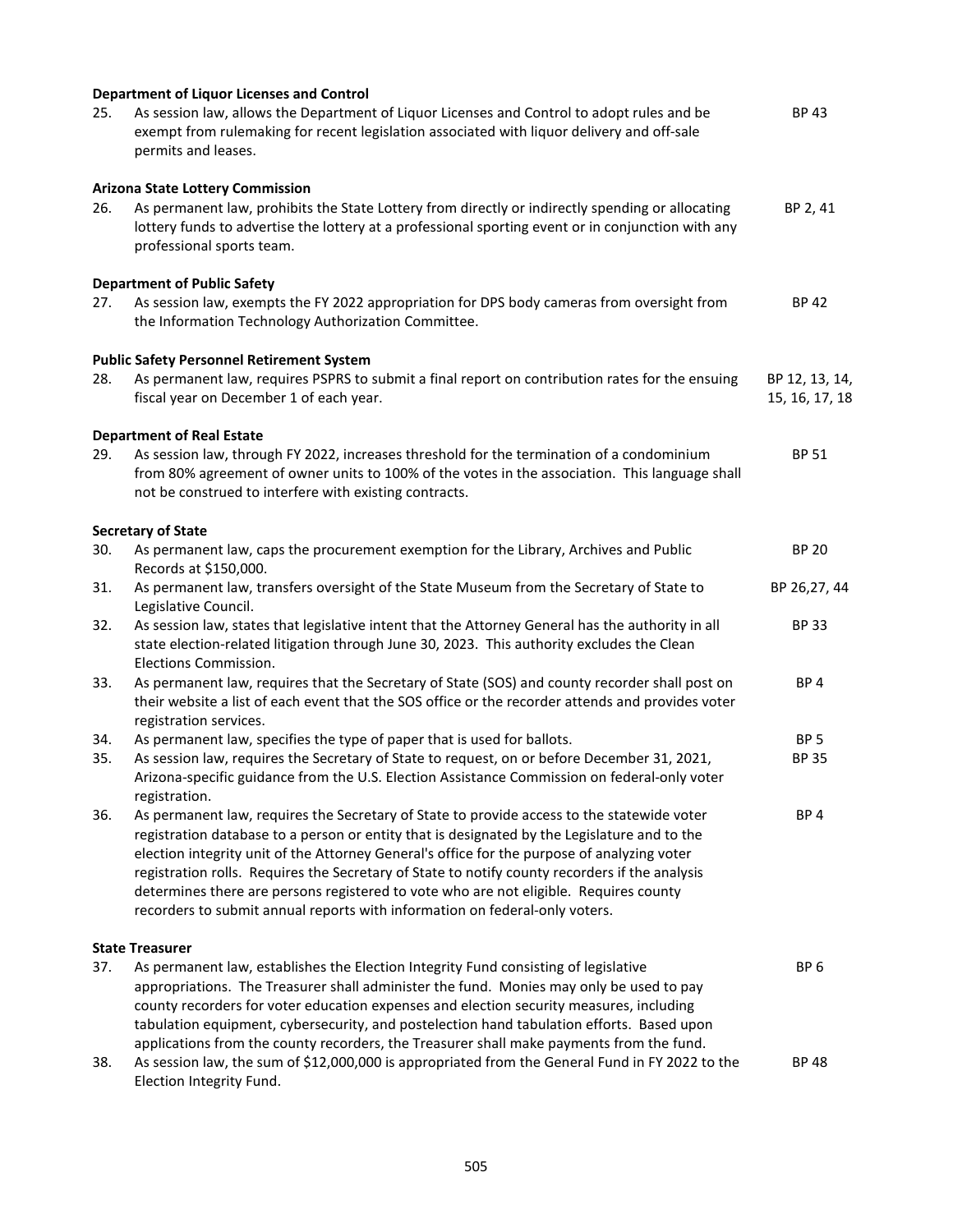**Department of Liquor Licenses and Control**

| | | |
|---|---|---|
| 25. | As session law, allows the Department of Liquor Licenses and Control to adopt rules and be exempt from rulemaking for recent legislation associated with liquor delivery and off-sale permits and leases. | BP 43 |

**Arizona State Lottery Commission**

| | | |
|---|---|---|
| 26. | As permanent law, prohibits the State Lottery from directly or indirectly spending or allocating lottery funds to advertise the lottery at a professional sporting event or in conjunction with any professional sports team. | BP 2, 41 |

**Department of Public Safety**

| | | |
|---|---|---|
| 27. | As session law, exempts the FY 2022 appropriation for DPS body cameras from oversight from the Information Technology Authorization Committee. | BP 42 |

**Public Safety Personnel Retirement System**

| | | |
|---|---|---|
| 28. | As permanent law, requires PSPRS to submit a final report on contribution rates for the ensuing fiscal year on December 1 of each year. | BP 12, 13, 14, 15, 16, 17, 18 |

**Department of Real Estate**

| | | |
|---|---|---|
| 29. | As session law, through FY 2022, increases threshold for the termination of a condominium from 80% agreement of owner units to 100% of the votes in the association. This language shall not be construed to interfere with existing contracts. | BP 51 |

**Secretary of State**

| | | |
|---|---|---|
| 30. | As permanent law, caps the procurement exemption for the Library, Archives and Public Records at $150,000. | BP 20 |
| 31. | As permanent law, transfers oversight of the State Museum from the Secretary of State to Legislative Council. | BP 26,27, 44 |
| 32. | As session law, states that legislative intent that the Attorney General has the authority in all state election-related litigation through June 30, 2023. This authority excludes the Clean Elections Commission. | BP 33 |
| 33. | As permanent law, requires that the Secretary of State (SOS) and county recorder shall post on their website a list of each event that the SOS office or the recorder attends and provides voter registration services. | BP 4 |
| 34. | As permanent law, specifies the type of paper that is used for ballots. | BP 5 |
| 35. | As session law, requires the Secretary of State to request, on or before December 31, 2021, Arizona-specific guidance from the U.S. Election Assistance Commission on federal-only voter registration. | BP 35 |
| 36. | As permanent law, requires the Secretary of State to provide access to the statewide voter registration database to a person or entity that is designated by the Legislature and to the election integrity unit of the Attorney General's office for the purpose of analyzing voter registration rolls. Requires the Secretary of State to notify county recorders if the analysis determines there are persons registered to vote who are not eligible. Requires county recorders to submit annual reports with information on federal-only voters. | BP 4 |

**State Treasurer**

| | | |
|---|---|---|
| 37. | As permanent law, establishes the Election Integrity Fund consisting of legislative appropriations. The Treasurer shall administer the fund. Monies may only be used to pay county recorders for voter education expenses and election security measures, including tabulation equipment, cybersecurity, and postelection hand tabulation efforts. Based upon applications from the county recorders, the Treasurer shall make payments from the fund. | BP 6 |
| 38. | As session law, the sum of $12,000,000 is appropriated from the General Fund in FY 2022 to the Election Integrity Fund. | BP 48 |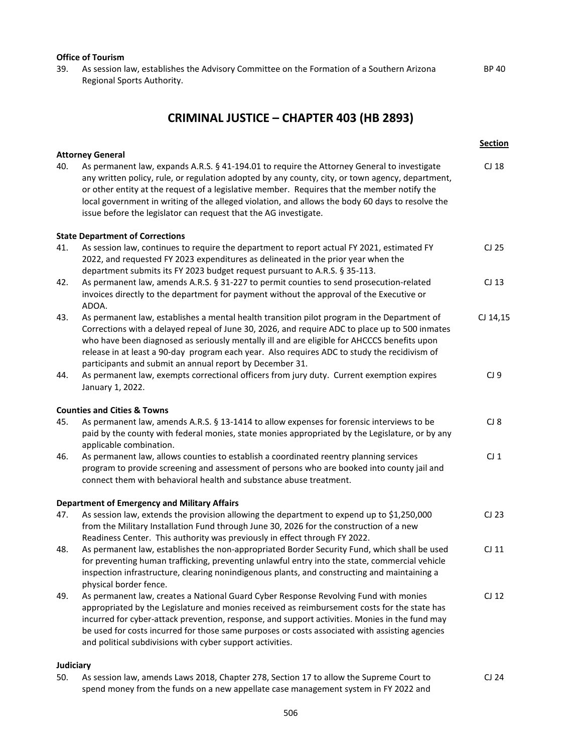**Office of Tourism**

39. As session law, establishes the Advisory Committee on the Formation of a Southern Arizona Regional Sports Authority. BP 40

## CRIMINAL JUSTICE – CHAPTER 403 (HB 2893)

**Section**

**Attorney General**

40. As permanent law, expands A.R.S. § 41-194.01 to require the Attorney General to investigate any written policy, rule, or regulation adopted by any county, city, or town agency, department, or other entity at the request of a legislative member. Requires that the member notify the local government in writing of the alleged violation, and allows the body 60 days to resolve the issue before the legislator can request that the AG investigate. CJ 18

**State Department of Corrections**

41. As session law, continues to require the department to report actual FY 2021, estimated FY 2022, and requested FY 2023 expenditures as delineated in the prior year when the department submits its FY 2023 budget request pursuant to A.R.S. § 35-113. CJ 25
42. As permanent law, amends A.R.S. § 31-227 to permit counties to send prosecution-related invoices directly to the department for payment without the approval of the Executive or ADOA. CJ 13
43. As permanent law, establishes a mental health transition pilot program in the Department of Corrections with a delayed repeal of June 30, 2026, and require ADC to place up to 500 inmates who have been diagnosed as seriously mentally ill and are eligible for AHCCCS benefits upon release in at least a 90-day program each year. Also requires ADC to study the recidivism of participants and submit an annual report by December 31. CJ 14,15
44. As permanent law, exempts correctional officers from jury duty. Current exemption expires January 1, 2022. CJ 9

**Counties and Cities & Towns**

45. As permanent law, amends A.R.S. § 13-1414 to allow expenses for forensic interviews to be paid by the county with federal monies, state monies appropriated by the Legislature, or by any applicable combination. CJ 8
46. As permanent law, allows counties to establish a coordinated reentry planning services program to provide screening and assessment of persons who are booked into county jail and connect them with behavioral health and substance abuse treatment. CJ 1

**Department of Emergency and Military Affairs**

47. As session law, extends the provision allowing the department to expend up to $1,250,000 from the Military Installation Fund through June 30, 2026 for the construction of a new Readiness Center. This authority was previously in effect through FY 2022. CJ 23
48. As permanent law, establishes the non-appropriated Border Security Fund, which shall be used for preventing human trafficking, preventing unlawful entry into the state, commercial vehicle inspection infrastructure, clearing nonindigenous plants, and constructing and maintaining a physical border fence. CJ 11
49. As permanent law, creates a National Guard Cyber Response Revolving Fund with monies appropriated by the Legislature and monies received as reimbursement costs for the state has incurred for cyber-attack prevention, response, and support activities. Monies in the fund may be used for costs incurred for those same purposes or costs associated with assisting agencies and political subdivisions with cyber support activities. CJ 12

**Judiciary**

50. As session law, amends Laws 2018, Chapter 278, Section 17 to allow the Supreme Court to spend money from the funds on a new appellate case management system in FY 2022 and CJ 24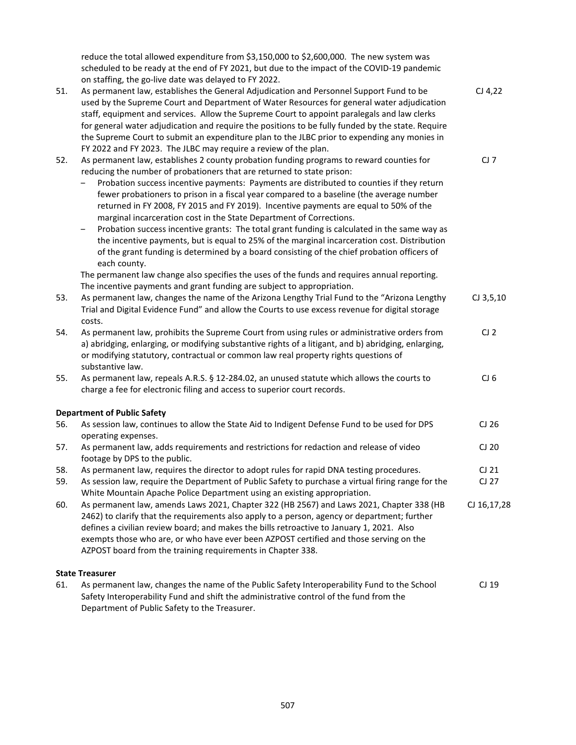reduce the total allowed expenditure from $3,150,000 to $2,600,000. The new system was scheduled to be ready at the end of FY 2021, but due to the impact of the COVID-19 pandemic on staffing, the go-live date was delayed to FY 2022.

51. As permanent law, establishes the General Adjudication and Personnel Support Fund to be used by the Supreme Court and Department of Water Resources for general water adjudication staff, equipment and services. Allow the Supreme Court to appoint paralegals and law clerks for general water adjudication and require the positions to be fully funded by the state. Require the Supreme Court to submit an expenditure plan to the JLBC prior to expending any monies in FY 2022 and FY 2023. The JLBC may require a review of the plan. — CJ 4,22

52. As permanent law, establishes 2 county probation funding programs to reward counties for reducing the number of probationers that are returned to state prison: — CJ 7
    - Probation success incentive payments: Payments are distributed to counties if they return fewer probationers to prison in a fiscal year compared to a baseline (the average number returned in FY 2008, FY 2015 and FY 2019). Incentive payments are equal to 50% of the marginal incarceration cost in the State Department of Corrections.
    - Probation success incentive grants: The total grant funding is calculated in the same way as the incentive payments, but is equal to 25% of the marginal incarceration cost. Distribution of the grant funding is determined by a board consisting of the chief probation officers of each county.

    The permanent law change also specifies the uses of the funds and requires annual reporting. The incentive payments and grant funding are subject to appropriation.

53. As permanent law, changes the name of the Arizona Lengthy Trial Fund to the "Arizona Lengthy Trial and Digital Evidence Fund" and allow the Courts to use excess revenue for digital storage costs. — CJ 3,5,10

54. As permanent law, prohibits the Supreme Court from using rules or administrative orders from a) abridging, enlarging, or modifying substantive rights of a litigant, and b) abridging, enlarging, or modifying statutory, contractual or common law real property rights questions of substantive law. — CJ 2

55. As permanent law, repeals A.R.S. § 12-284.02, an unused statute which allows the courts to charge a fee for electronic filing and access to superior court records. — CJ 6

**Department of Public Safety**

56. As session law, continues to allow the State Aid to Indigent Defense Fund to be used for DPS operating expenses. — CJ 26

57. As permanent law, adds requirements and restrictions for redaction and release of video footage by DPS to the public. — CJ 20

58. As permanent law, requires the director to adopt rules for rapid DNA testing procedures. — CJ 21

59. As session law, require the Department of Public Safety to purchase a virtual firing range for the White Mountain Apache Police Department using an existing appropriation. — CJ 27

60. As permanent law, amends Laws 2021, Chapter 322 (HB 2567) and Laws 2021, Chapter 338 (HB 2462) to clarify that the requirements also apply to a person, agency or department; further defines a civilian review board; and makes the bills retroactive to January 1, 2021. Also exempts those who are, or who have ever been AZPOST certified and those serving on the AZPOST board from the training requirements in Chapter 338. — CJ 16,17,28

**State Treasurer**

61. As permanent law, changes the name of the Public Safety Interoperability Fund to the School Safety Interoperability Fund and shift the administrative control of the fund from the Department of Public Safety to the Treasurer. — CJ 19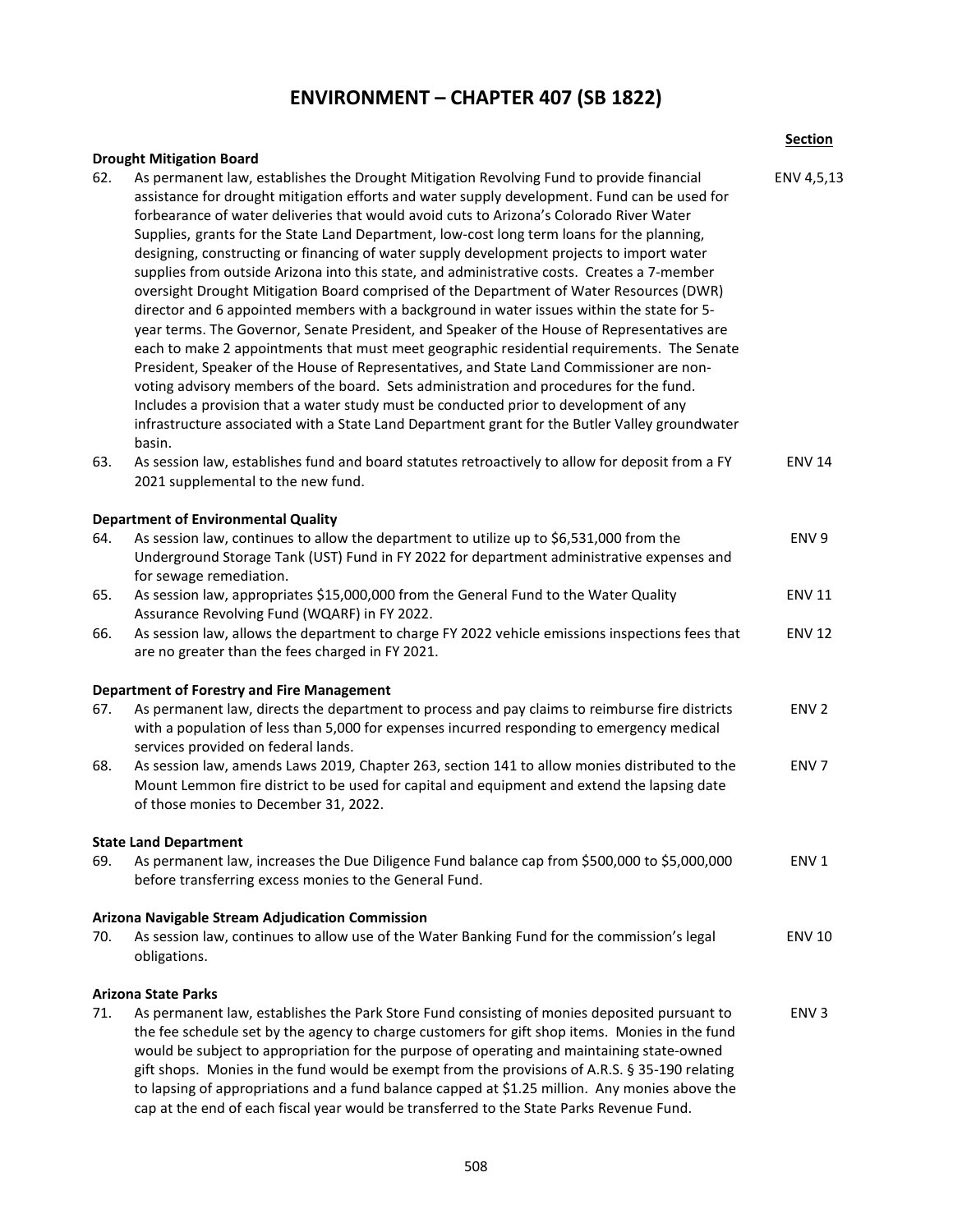# ENVIRONMENT – CHAPTER 407 (SB 1822)

| | | Section |
|---|---|---|
| | **Drought Mitigation Board** | |
| 62. | As permanent law, establishes the Drought Mitigation Revolving Fund to provide financial assistance for drought mitigation efforts and water supply development. Fund can be used for forbearance of water deliveries that would avoid cuts to Arizona's Colorado River Water Supplies, grants for the State Land Department, low-cost long term loans for the planning, designing, constructing or financing of water supply development projects to import water supplies from outside Arizona into this state, and administrative costs. Creates a 7-member oversight Drought Mitigation Board comprised of the Department of Water Resources (DWR) director and 6 appointed members with a background in water issues within the state for 5-year terms. The Governor, Senate President, and Speaker of the House of Representatives are each to make 2 appointments that must meet geographic residential requirements. The Senate President, Speaker of the House of Representatives, and State Land Commissioner are non-voting advisory members of the board. Sets administration and procedures for the fund. Includes a provision that a water study must be conducted prior to development of any infrastructure associated with a State Land Department grant for the Butler Valley groundwater basin. | ENV 4,5,13 |
| 63. | As session law, establishes fund and board statutes retroactively to allow for deposit from a FY 2021 supplemental to the new fund. | ENV 14 |
| | **Department of Environmental Quality** | |
| 64. | As session law, continues to allow the department to utilize up to $6,531,000 from the Underground Storage Tank (UST) Fund in FY 2022 for department administrative expenses and for sewage remediation. | ENV 9 |
| 65. | As session law, appropriates $15,000,000 from the General Fund to the Water Quality Assurance Revolving Fund (WQARF) in FY 2022. | ENV 11 |
| 66. | As session law, allows the department to charge FY 2022 vehicle emissions inspections fees that are no greater than the fees charged in FY 2021. | ENV 12 |
| | **Department of Forestry and Fire Management** | |
| 67. | As permanent law, directs the department to process and pay claims to reimburse fire districts with a population of less than 5,000 for expenses incurred responding to emergency medical services provided on federal lands. | ENV 2 |
| 68. | As session law, amends Laws 2019, Chapter 263, section 141 to allow monies distributed to the Mount Lemmon fire district to be used for capital and equipment and extend the lapsing date of those monies to December 31, 2022. | ENV 7 |
| | **State Land Department** | |
| 69. | As permanent law, increases the Due Diligence Fund balance cap from $500,000 to $5,000,000 before transferring excess monies to the General Fund. | ENV 1 |
| | **Arizona Navigable Stream Adjudication Commission** | |
| 70. | As session law, continues to allow use of the Water Banking Fund for the commission's legal obligations. | ENV 10 |
| | **Arizona State Parks** | |
| 71. | As permanent law, establishes the Park Store Fund consisting of monies deposited pursuant to the fee schedule set by the agency to charge customers for gift shop items. Monies in the fund would be subject to appropriation for the purpose of operating and maintaining state-owned gift shops. Monies in the fund would be exempt from the provisions of A.R.S. § 35-190 relating to lapsing of appropriations and a fund balance capped at $1.25 million. Any monies above the cap at the end of each fiscal year would be transferred to the State Parks Revenue Fund. | ENV 3 |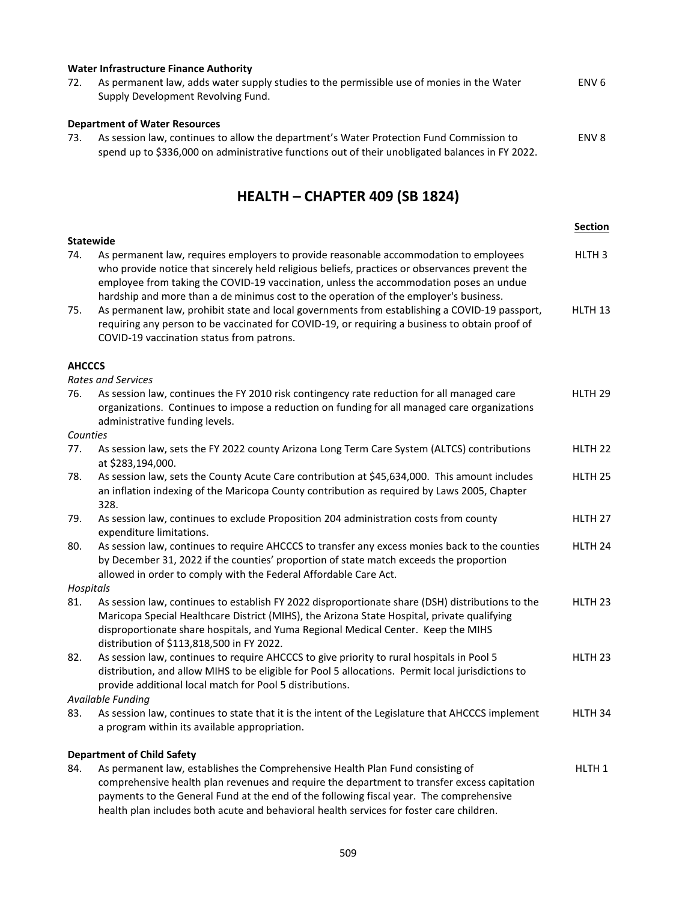**Water Infrastructure Finance Authority**

| | | |
|---|---|---|
| 72. | As permanent law, adds water supply studies to the permissible use of monies in the Water Supply Development Revolving Fund. | ENV 6 |

**Department of Water Resources**

| | | |
|---|---|---|
| 73. | As session law, continues to allow the department's Water Protection Fund Commission to spend up to $336,000 on administrative functions out of their unobligated balances in FY 2022. | ENV 8 |

## HEALTH – CHAPTER 409 (SB 1824)

| | | **Section** |
|---|---|---|
| | **Statewide** | |
| 74. | As permanent law, requires employers to provide reasonable accommodation to employees who provide notice that sincerely held religious beliefs, practices or observances prevent the employee from taking the COVID-19 vaccination, unless the accommodation poses an undue hardship and more than a de minimus cost to the operation of the employer's business. | HLTH 3 |
| 75. | As permanent law, prohibit state and local governments from establishing a COVID-19 passport, requiring any person to be vaccinated for COVID-19, or requiring a business to obtain proof of COVID-19 vaccination status from patrons. | HLTH 13 |
| | **AHCCCS** | |
| | *Rates and Services* | |
| 76. | As session law, continues the FY 2010 risk contingency rate reduction for all managed care organizations. Continues to impose a reduction on funding for all managed care organizations administrative funding levels. | HLTH 29 |
| | *Counties* | |
| 77. | As session law, sets the FY 2022 county Arizona Long Term Care System (ALTCS) contributions at $283,194,000. | HLTH 22 |
| 78. | As session law, sets the County Acute Care contribution at $45,634,000. This amount includes an inflation indexing of the Maricopa County contribution as required by Laws 2005, Chapter 328. | HLTH 25 |
| 79. | As session law, continues to exclude Proposition 204 administration costs from county expenditure limitations. | HLTH 27 |
| 80. | As session law, continues to require AHCCCS to transfer any excess monies back to the counties by December 31, 2022 if the counties' proportion of state match exceeds the proportion allowed in order to comply with the Federal Affordable Care Act. | HLTH 24 |
| | *Hospitals* | |
| 81. | As session law, continues to establish FY 2022 disproportionate share (DSH) distributions to the Maricopa Special Healthcare District (MIHS), the Arizona State Hospital, private qualifying disproportionate share hospitals, and Yuma Regional Medical Center. Keep the MIHS distribution of $113,818,500 in FY 2022. | HLTH 23 |
| 82. | As session law, continues to require AHCCCS to give priority to rural hospitals in Pool 5 distribution, and allow MIHS to be eligible for Pool 5 allocations. Permit local jurisdictions to provide additional local match for Pool 5 distributions. | HLTH 23 |
| | *Available Funding* | |
| 83. | As session law, continues to state that it is the intent of the Legislature that AHCCCS implement a program within its available appropriation. | HLTH 34 |
| | **Department of Child Safety** | |
| 84. | As permanent law, establishes the Comprehensive Health Plan Fund consisting of comprehensive health plan revenues and require the department to transfer excess capitation payments to the General Fund at the end of the following fiscal year. The comprehensive health plan includes both acute and behavioral health services for foster care children. | HLTH 1 |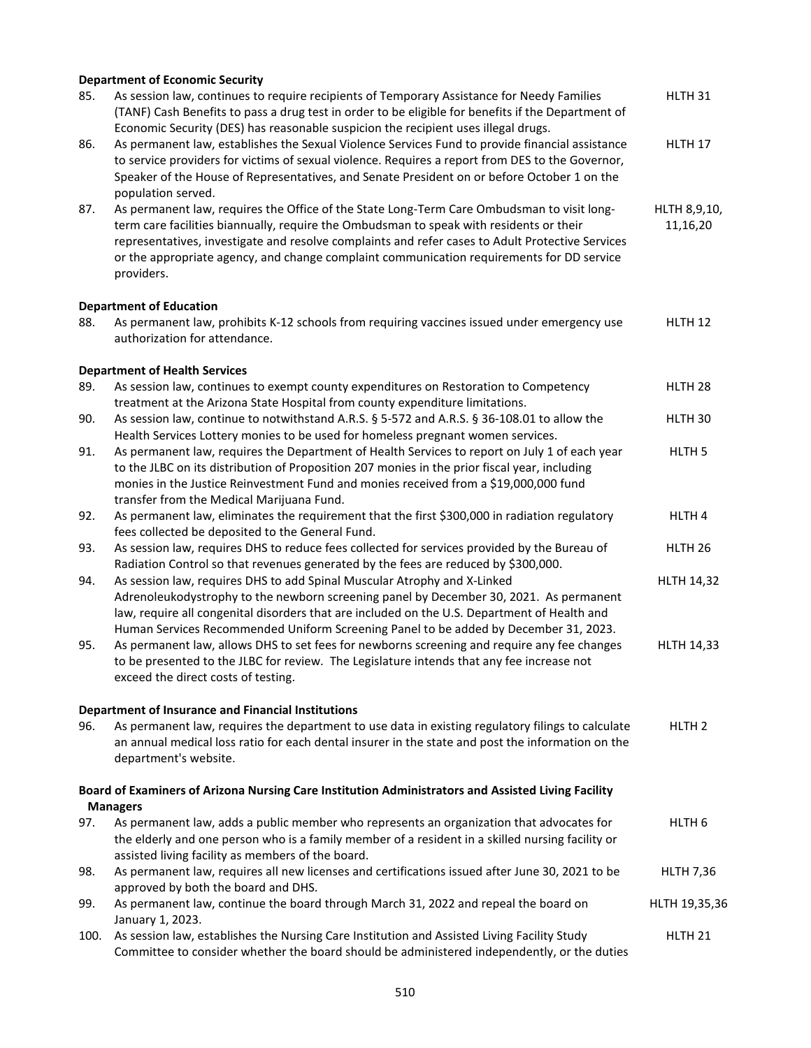**Department of Economic Security**

| | | |
|---|---|---|
| 85. | As session law, continues to require recipients of Temporary Assistance for Needy Families (TANF) Cash Benefits to pass a drug test in order to be eligible for benefits if the Department of Economic Security (DES) has reasonable suspicion the recipient uses illegal drugs. | HLTH 31 |
| 86. | As permanent law, establishes the Sexual Violence Services Fund to provide financial assistance to service providers for victims of sexual violence. Requires a report from DES to the Governor, Speaker of the House of Representatives, and Senate President on or before October 1 on the population served. | HLTH 17 |
| 87. | As permanent law, requires the Office of the State Long-Term Care Ombudsman to visit long-term care facilities biannually, require the Ombudsman to speak with residents or their representatives, investigate and resolve complaints and refer cases to Adult Protective Services or the appropriate agency, and change complaint communication requirements for DD service providers. | HLTH 8,9,10, 11,16,20 |

**Department of Education**

| | | |
|---|---|---|
| 88. | As permanent law, prohibits K-12 schools from requiring vaccines issued under emergency use authorization for attendance. | HLTH 12 |

**Department of Health Services**

| | | |
|---|---|---|
| 89. | As session law, continues to exempt county expenditures on Restoration to Competency treatment at the Arizona State Hospital from county expenditure limitations. | HLTH 28 |
| 90. | As session law, continue to notwithstand A.R.S. § 5-572 and A.R.S. § 36-108.01 to allow the Health Services Lottery monies to be used for homeless pregnant women services. | HLTH 30 |
| 91. | As permanent law, requires the Department of Health Services to report on July 1 of each year to the JLBC on its distribution of Proposition 207 monies in the prior fiscal year, including monies in the Justice Reinvestment Fund and monies received from a $19,000,000 fund transfer from the Medical Marijuana Fund. | HLTH 5 |
| 92. | As permanent law, eliminates the requirement that the first $300,000 in radiation regulatory fees collected be deposited to the General Fund. | HLTH 4 |
| 93. | As session law, requires DHS to reduce fees collected for services provided by the Bureau of Radiation Control so that revenues generated by the fees are reduced by $300,000. | HLTH 26 |
| 94. | As session law, requires DHS to add Spinal Muscular Atrophy and X-Linked Adrenoleukodystrophy to the newborn screening panel by December 30, 2021. As permanent law, require all congenital disorders that are included on the U.S. Department of Health and Human Services Recommended Uniform Screening Panel to be added by December 31, 2023. | HLTH 14,32 |
| 95. | As permanent law, allows DHS to set fees for newborns screening and require any fee changes to be presented to the JLBC for review. The Legislature intends that any fee increase not exceed the direct costs of testing. | HLTH 14,33 |

**Department of Insurance and Financial Institutions**

| | | |
|---|---|---|
| 96. | As permanent law, requires the department to use data in existing regulatory filings to calculate an annual medical loss ratio for each dental insurer in the state and post the information on the department's website. | HLTH 2 |

**Board of Examiners of Arizona Nursing Care Institution Administrators and Assisted Living Facility Managers**

| | | |
|---|---|---|
| 97. | As permanent law, adds a public member who represents an organization that advocates for the elderly and one person who is a family member of a resident in a skilled nursing facility or assisted living facility as members of the board. | HLTH 6 |
| 98. | As permanent law, requires all new licenses and certifications issued after June 30, 2021 to be approved by both the board and DHS. | HLTH 7,36 |
| 99. | As permanent law, continue the board through March 31, 2022 and repeal the board on January 1, 2023. | HLTH 19,35,36 |
| 100. | As session law, establishes the Nursing Care Institution and Assisted Living Facility Study Committee to consider whether the board should be administered independently, or the duties | HLTH 21 |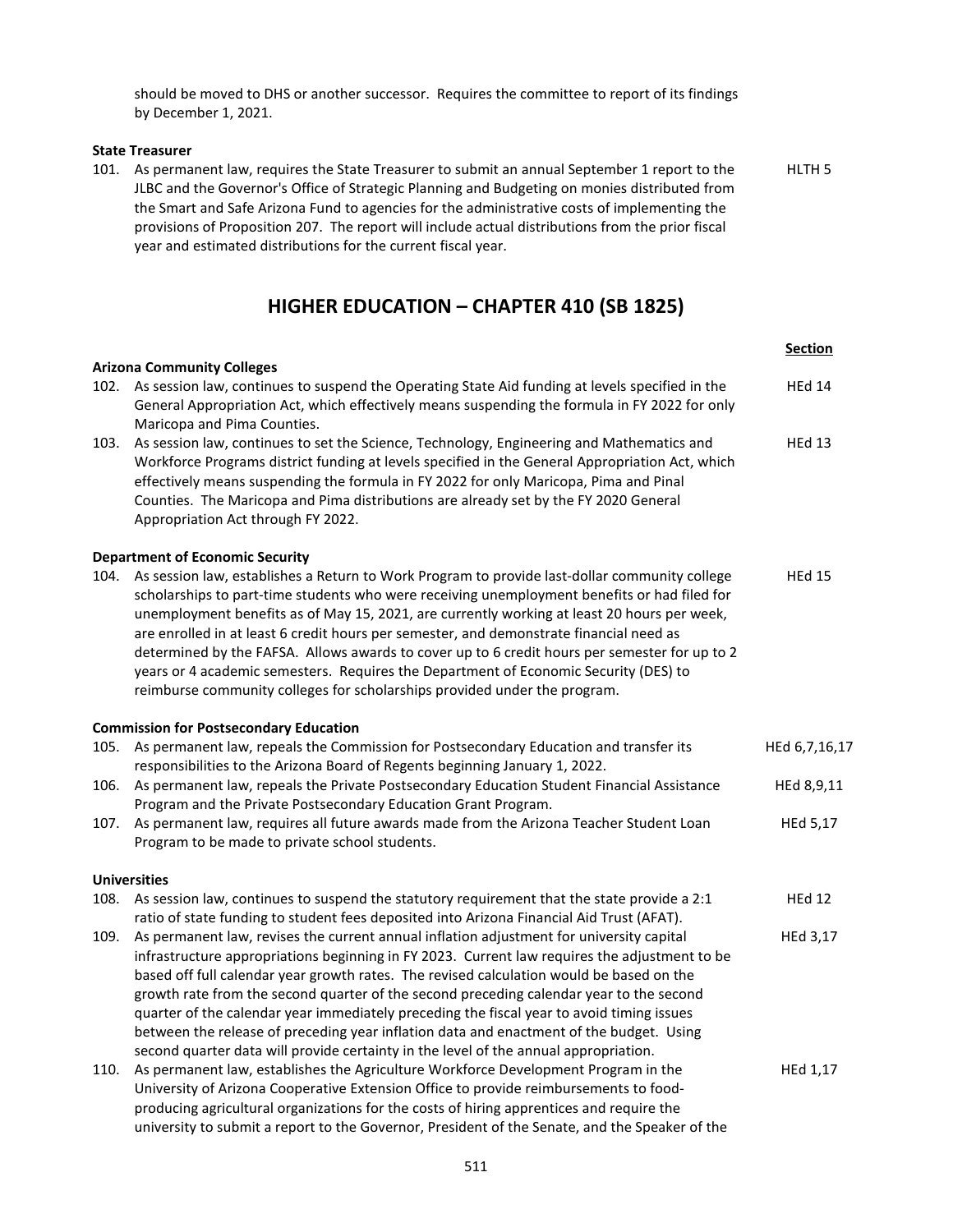should be moved to DHS or another successor. Requires the committee to report of its findings by December 1, 2021.

**State Treasurer**

| | | |
|---|---|---|
| 101. | As permanent law, requires the State Treasurer to submit an annual September 1 report to the JLBC and the Governor's Office of Strategic Planning and Budgeting on monies distributed from the Smart and Safe Arizona Fund to agencies for the administrative costs of implementing the provisions of Proposition 207. The report will include actual distributions from the prior fiscal year and estimated distributions for the current fiscal year. | HLTH 5 |

## HIGHER EDUCATION – CHAPTER 410 (SB 1825)

| | | Section |
|---|---|---|
| | **Arizona Community Colleges** | |
| 102. | As session law, continues to suspend the Operating State Aid funding at levels specified in the General Appropriation Act, which effectively means suspending the formula in FY 2022 for only Maricopa and Pima Counties. | HEd 14 |
| 103. | As session law, continues to set the Science, Technology, Engineering and Mathematics and Workforce Programs district funding at levels specified in the General Appropriation Act, which effectively means suspending the formula in FY 2022 for only Maricopa, Pima and Pinal Counties. The Maricopa and Pima distributions are already set by the FY 2020 General Appropriation Act through FY 2022. | HEd 13 |
| | **Department of Economic Security** | |
| 104. | As session law, establishes a Return to Work Program to provide last-dollar community college scholarships to part-time students who were receiving unemployment benefits or had filed for unemployment benefits as of May 15, 2021, are currently working at least 20 hours per week, are enrolled in at least 6 credit hours per semester, and demonstrate financial need as determined by the FAFSA. Allows awards to cover up to 6 credit hours per semester for up to 2 years or 4 academic semesters. Requires the Department of Economic Security (DES) to reimburse community colleges for scholarships provided under the program. | HEd 15 |
| | **Commission for Postsecondary Education** | |
| 105. | As permanent law, repeals the Commission for Postsecondary Education and transfer its responsibilities to the Arizona Board of Regents beginning January 1, 2022. | HEd 6,7,16,17 |
| 106. | As permanent law, repeals the Private Postsecondary Education Student Financial Assistance Program and the Private Postsecondary Education Grant Program. | HEd 8,9,11 |
| 107. | As permanent law, requires all future awards made from the Arizona Teacher Student Loan Program to be made to private school students. | HEd 5,17 |
| | **Universities** | |
| 108. | As session law, continues to suspend the statutory requirement that the state provide a 2:1 ratio of state funding to student fees deposited into Arizona Financial Aid Trust (AFAT). | HEd 12 |
| 109. | As permanent law, revises the current annual inflation adjustment for university capital infrastructure appropriations beginning in FY 2023. Current law requires the adjustment to be based off full calendar year growth rates. The revised calculation would be based on the growth rate from the second quarter of the second preceding calendar year to the second quarter of the calendar year immediately preceding the fiscal year to avoid timing issues between the release of preceding year inflation data and enactment of the budget. Using second quarter data will provide certainty in the level of the annual appropriation. | HEd 3,17 |
| 110. | As permanent law, establishes the Agriculture Workforce Development Program in the University of Arizona Cooperative Extension Office to provide reimbursements to food-producing agricultural organizations for the costs of hiring apprentices and require the university to submit a report to the Governor, President of the Senate, and the Speaker of the | HEd 1,17 |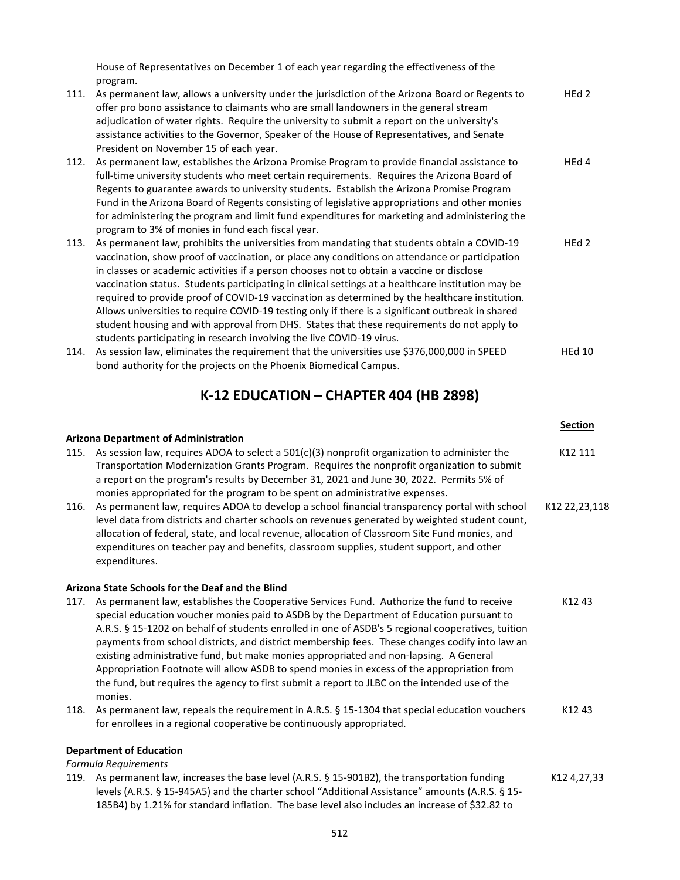House of Representatives on December 1 of each year regarding the effectiveness of the program.

111. As permanent law, allows a university under the jurisdiction of the Arizona Board or Regents to offer pro bono assistance to claimants who are small landowners in the general stream adjudication of water rights. Require the university to submit a report on the university's assistance activities to the Governor, Speaker of the House of Representatives, and Senate President on November 15 of each year. — HEd 2

112. As permanent law, establishes the Arizona Promise Program to provide financial assistance to full-time university students who meet certain requirements. Requires the Arizona Board of Regents to guarantee awards to university students. Establish the Arizona Promise Program Fund in the Arizona Board of Regents consisting of legislative appropriations and other monies for administering the program and limit fund expenditures for marketing and administering the program to 3% of monies in fund each fiscal year. — HEd 4

113. As permanent law, prohibits the universities from mandating that students obtain a COVID-19 vaccination, show proof of vaccination, or place any conditions on attendance or participation in classes or academic activities if a person chooses not to obtain a vaccine or disclose vaccination status. Students participating in clinical settings at a healthcare institution may be required to provide proof of COVID-19 vaccination as determined by the healthcare institution. Allows universities to require COVID-19 testing only if there is a significant outbreak in shared student housing and with approval from DHS. States that these requirements do not apply to students participating in research involving the live COVID-19 virus. — HEd 2

114. As session law, eliminates the requirement that the universities use $376,000,000 in SPEED bond authority for the projects on the Phoenix Biomedical Campus. — HEd 10

## K-12 EDUCATION – CHAPTER 404 (HB 2898)

**Section**

**Arizona Department of Administration**

115. As session law, requires ADOA to select a 501(c)(3) nonprofit organization to administer the Transportation Modernization Grants Program. Requires the nonprofit organization to submit a report on the program's results by December 31, 2021 and June 30, 2022. Permits 5% of monies appropriated for the program to be spent on administrative expenses. — K12 111

116. As permanent law, requires ADOA to develop a school financial transparency portal with school level data from districts and charter schools on revenues generated by weighted student count, allocation of federal, state, and local revenue, allocation of Classroom Site Fund monies, and expenditures on teacher pay and benefits, classroom supplies, student support, and other expenditures. — K12 22,23,118

**Arizona State Schools for the Deaf and the Blind**

117. As permanent law, establishes the Cooperative Services Fund. Authorize the fund to receive special education voucher monies paid to ASDB by the Department of Education pursuant to A.R.S. § 15-1202 on behalf of students enrolled in one of ASDB's 5 regional cooperatives, tuition payments from school districts, and district membership fees. These changes codify into law an existing administrative fund, but make monies appropriated and non-lapsing. A General Appropriation Footnote will allow ASDB to spend monies in excess of the appropriation from the fund, but requires the agency to first submit a report to JLBC on the intended use of the monies. — K12 43

118. As permanent law, repeals the requirement in A.R.S. § 15-1304 that special education vouchers for enrollees in a regional cooperative be continuously appropriated. — K12 43

**Department of Education**

*Formula Requirements*

119. As permanent law, increases the base level (A.R.S. § 15-901B2), the transportation funding levels (A.R.S. § 15-945A5) and the charter school "Additional Assistance" amounts (A.R.S. § 15-185B4) by 1.21% for standard inflation. The base level also includes an increase of $32.82 to — K12 4,27,33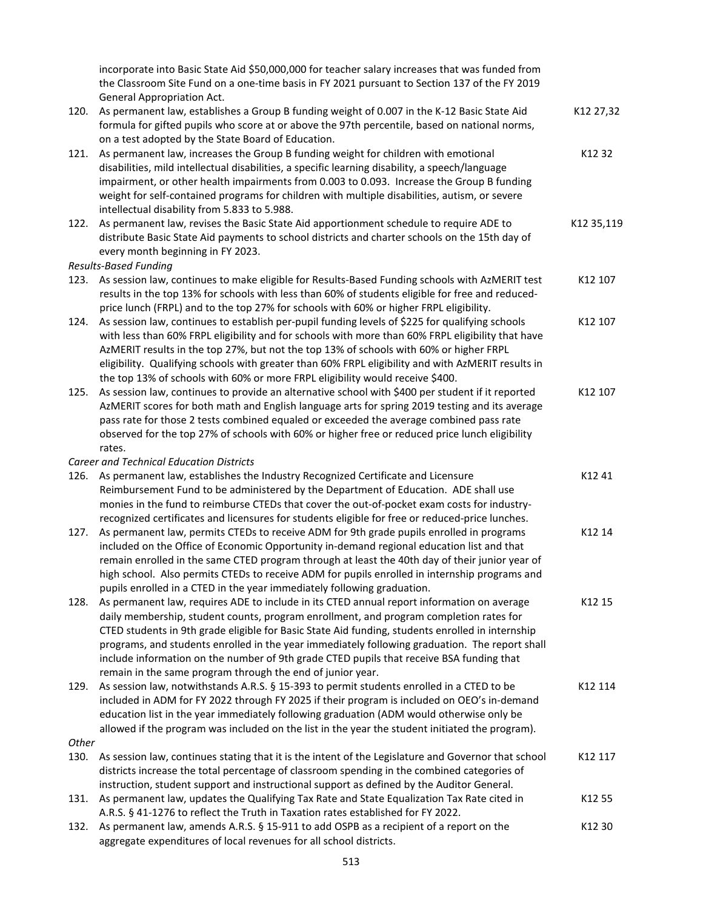incorporate into Basic State Aid $50,000,000 for teacher salary increases that was funded from the Classroom Site Fund on a one-time basis in FY 2021 pursuant to Section 137 of the FY 2019 General Appropriation Act.

| | | |
|---|---|---|
| 120. | As permanent law, establishes a Group B funding weight of 0.007 in the K-12 Basic State Aid formula for gifted pupils who score at or above the 97th percentile, based on national norms, on a test adopted by the State Board of Education. | K12 27,32 |
| 121. | As permanent law, increases the Group B funding weight for children with emotional disabilities, mild intellectual disabilities, a specific learning disability, a speech/language impairment, or other health impairments from 0.003 to 0.093. Increase the Group B funding weight for self-contained programs for children with multiple disabilities, autism, or severe intellectual disability from 5.833 to 5.988. | K12 32 |
| 122. | As permanent law, revises the Basic State Aid apportionment schedule to require ADE to distribute Basic State Aid payments to school districts and charter schools on the 15th day of every month beginning in FY 2023. | K12 35,119 |

*Results-Based Funding*

| | | |
|---|---|---|
| 123. | As session law, continues to make eligible for Results-Based Funding schools with AzMERIT test results in the top 13% for schools with less than 60% of students eligible for free and reduced-price lunch (FRPL) and to the top 27% for schools with 60% or higher FRPL eligibility. | K12 107 |
| 124. | As session law, continues to establish per-pupil funding levels of $225 for qualifying schools with less than 60% FRPL eligibility and for schools with more than 60% FRPL eligibility that have AzMERIT results in the top 27%, but not the top 13% of schools with 60% or higher FRPL eligibility. Qualifying schools with greater than 60% FRPL eligibility and with AzMERIT results in the top 13% of schools with 60% or more FRPL eligibility would receive $400. | K12 107 |
| 125. | As session law, continues to provide an alternative school with $400 per student if it reported AzMERIT scores for both math and English language arts for spring 2019 testing and its average pass rate for those 2 tests combined equaled or exceeded the average combined pass rate observed for the top 27% of schools with 60% or higher free or reduced price lunch eligibility rates. | K12 107 |

*Career and Technical Education Districts*

| | | |
|---|---|---|
| 126. | As permanent law, establishes the Industry Recognized Certificate and Licensure Reimbursement Fund to be administered by the Department of Education. ADE shall use monies in the fund to reimburse CTEDs that cover the out-of-pocket exam costs for industry-recognized certificates and licensures for students eligible for free or reduced-price lunches. | K12 41 |
| 127. | As permanent law, permits CTEDs to receive ADM for 9th grade pupils enrolled in programs included on the Office of Economic Opportunity in-demand regional education list and that remain enrolled in the same CTED program through at least the 40th day of their junior year of high school. Also permits CTEDs to receive ADM for pupils enrolled in internship programs and pupils enrolled in a CTED in the year immediately following graduation. | K12 14 |
| 128. | As permanent law, requires ADE to include in its CTED annual report information on average daily membership, student counts, program enrollment, and program completion rates for CTED students in 9th grade eligible for Basic State Aid funding, students enrolled in internship programs, and students enrolled in the year immediately following graduation. The report shall include information on the number of 9th grade CTED pupils that receive BSA funding that remain in the same program through the end of junior year. | K12 15 |
| 129. | As session law, notwithstands A.R.S. § 15-393 to permit students enrolled in a CTED to be included in ADM for FY 2022 through FY 2025 if their program is included on OEO's in-demand education list in the year immediately following graduation (ADM would otherwise only be allowed if the program was included on the list in the year the student initiated the program). | K12 114 |

*Other*

| | | |
|---|---|---|
| 130. | As session law, continues stating that it is the intent of the Legislature and Governor that school districts increase the total percentage of classroom spending in the combined categories of instruction, student support and instructional support as defined by the Auditor General. | K12 117 |
| 131. | As permanent law, updates the Qualifying Tax Rate and State Equalization Tax Rate cited in A.R.S. § 41-1276 to reflect the Truth in Taxation rates established for FY 2022. | K12 55 |
| 132. | As permanent law, amends A.R.S. § 15-911 to add OSPB as a recipient of a report on the aggregate expenditures of local revenues for all school districts. | K12 30 |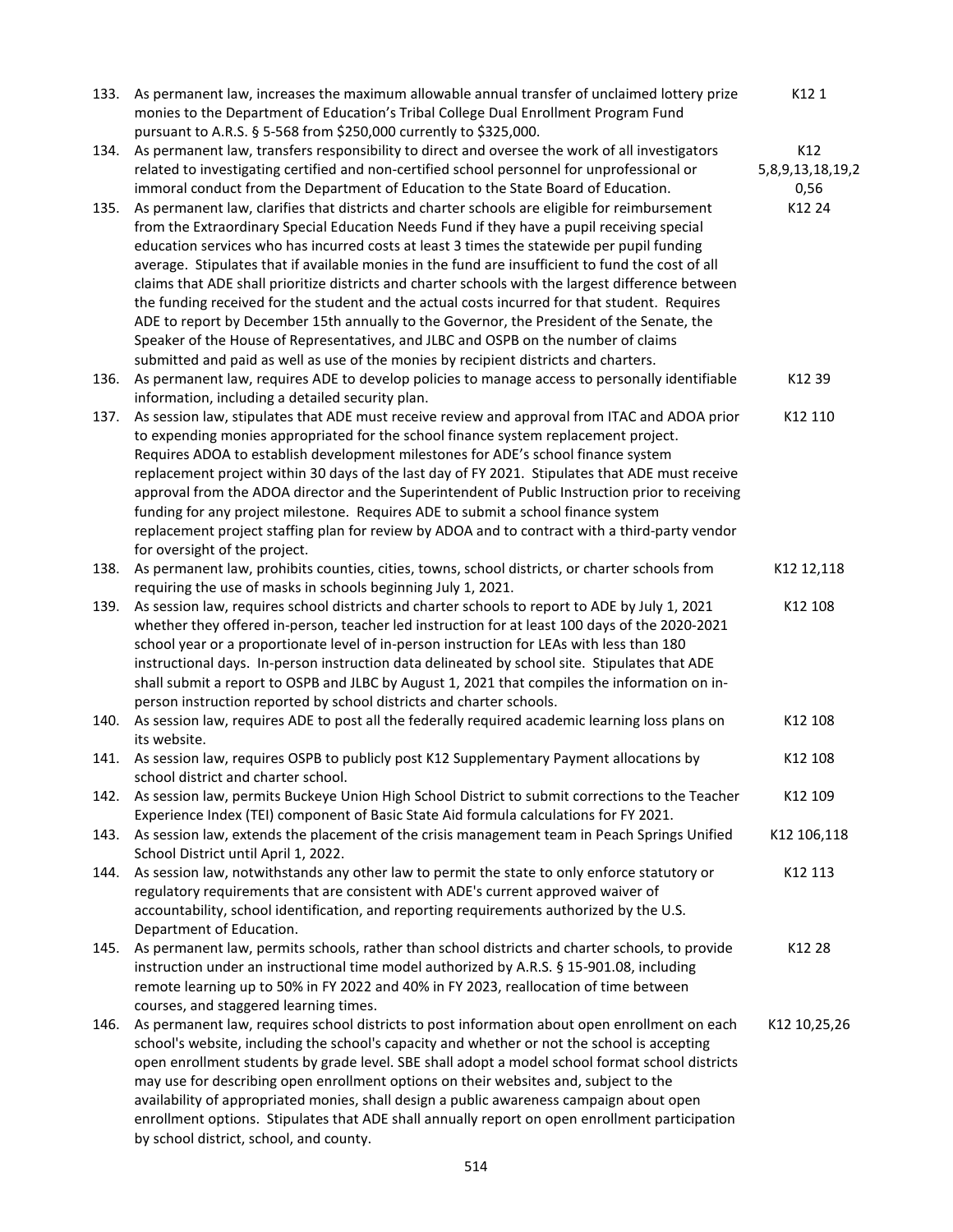| | | |
|---|---|---|
| 133. | As permanent law, increases the maximum allowable annual transfer of unclaimed lottery prize monies to the Department of Education's Tribal College Dual Enrollment Program Fund pursuant to A.R.S. § 5-568 from $250,000 currently to $325,000. | K12 1 |
| 134. | As permanent law, transfers responsibility to direct and oversee the work of all investigators related to investigating certified and non-certified school personnel for unprofessional or immoral conduct from the Department of Education to the State Board of Education. | K12 5,8,9,13,18,19,20,56 |
| 135. | As permanent law, clarifies that districts and charter schools are eligible for reimbursement from the Extraordinary Special Education Needs Fund if they have a pupil receiving special education services who has incurred costs at least 3 times the statewide per pupil funding average. Stipulates that if available monies in the fund are insufficient to fund the cost of all claims that ADE shall prioritize districts and charter schools with the largest difference between the funding received for the student and the actual costs incurred for that student. Requires ADE to report by December 15th annually to the Governor, the President of the Senate, the Speaker of the House of Representatives, and JLBC and OSPB on the number of claims submitted and paid as well as use of the monies by recipient districts and charters. | K12 24 |
| 136. | As permanent law, requires ADE to develop policies to manage access to personally identifiable information, including a detailed security plan. | K12 39 |
| 137. | As session law, stipulates that ADE must receive review and approval from ITAC and ADOA prior to expending monies appropriated for the school finance system replacement project. Requires ADOA to establish development milestones for ADE's school finance system replacement project within 30 days of the last day of FY 2021. Stipulates that ADE must receive approval from the ADOA director and the Superintendent of Public Instruction prior to receiving funding for any project milestone. Requires ADE to submit a school finance system replacement project staffing plan for review by ADOA and to contract with a third-party vendor for oversight of the project. | K12 110 |
| 138. | As permanent law, prohibits counties, cities, towns, school districts, or charter schools from requiring the use of masks in schools beginning July 1, 2021. | K12 12,118 |
| 139. | As session law, requires school districts and charter schools to report to ADE by July 1, 2021 whether they offered in-person, teacher led instruction for at least 100 days of the 2020-2021 school year or a proportionate level of in-person instruction for LEAs with less than 180 instructional days. In-person instruction data delineated by school site. Stipulates that ADE shall submit a report to OSPB and JLBC by August 1, 2021 that compiles the information on in-person instruction reported by school districts and charter schools. | K12 108 |
| 140. | As session law, requires ADE to post all the federally required academic learning loss plans on its website. | K12 108 |
| 141. | As session law, requires OSPB to publicly post K12 Supplementary Payment allocations by school district and charter school. | K12 108 |
| 142. | As session law, permits Buckeye Union High School District to submit corrections to the Teacher Experience Index (TEI) component of Basic State Aid formula calculations for FY 2021. | K12 109 |
| 143. | As session law, extends the placement of the crisis management team in Peach Springs Unified School District until April 1, 2022. | K12 106,118 |
| 144. | As session law, notwithstands any other law to permit the state to only enforce statutory or regulatory requirements that are consistent with ADE's current approved waiver of accountability, school identification, and reporting requirements authorized by the U.S. Department of Education. | K12 113 |
| 145. | As permanent law, permits schools, rather than school districts and charter schools, to provide instruction under an instructional time model authorized by A.R.S. § 15-901.08, including remote learning up to 50% in FY 2022 and 40% in FY 2023, reallocation of time between courses, and staggered learning times. | K12 28 |
| 146. | As permanent law, requires school districts to post information about open enrollment on each school's website, including the school's capacity and whether or not the school is accepting open enrollment students by grade level. SBE shall adopt a model school format school districts may use for describing open enrollment options on their websites and, subject to the availability of appropriated monies, shall design a public awareness campaign about open enrollment options. Stipulates that ADE shall annually report on open enrollment participation by school district, school, and county. | K12 10,25,26 |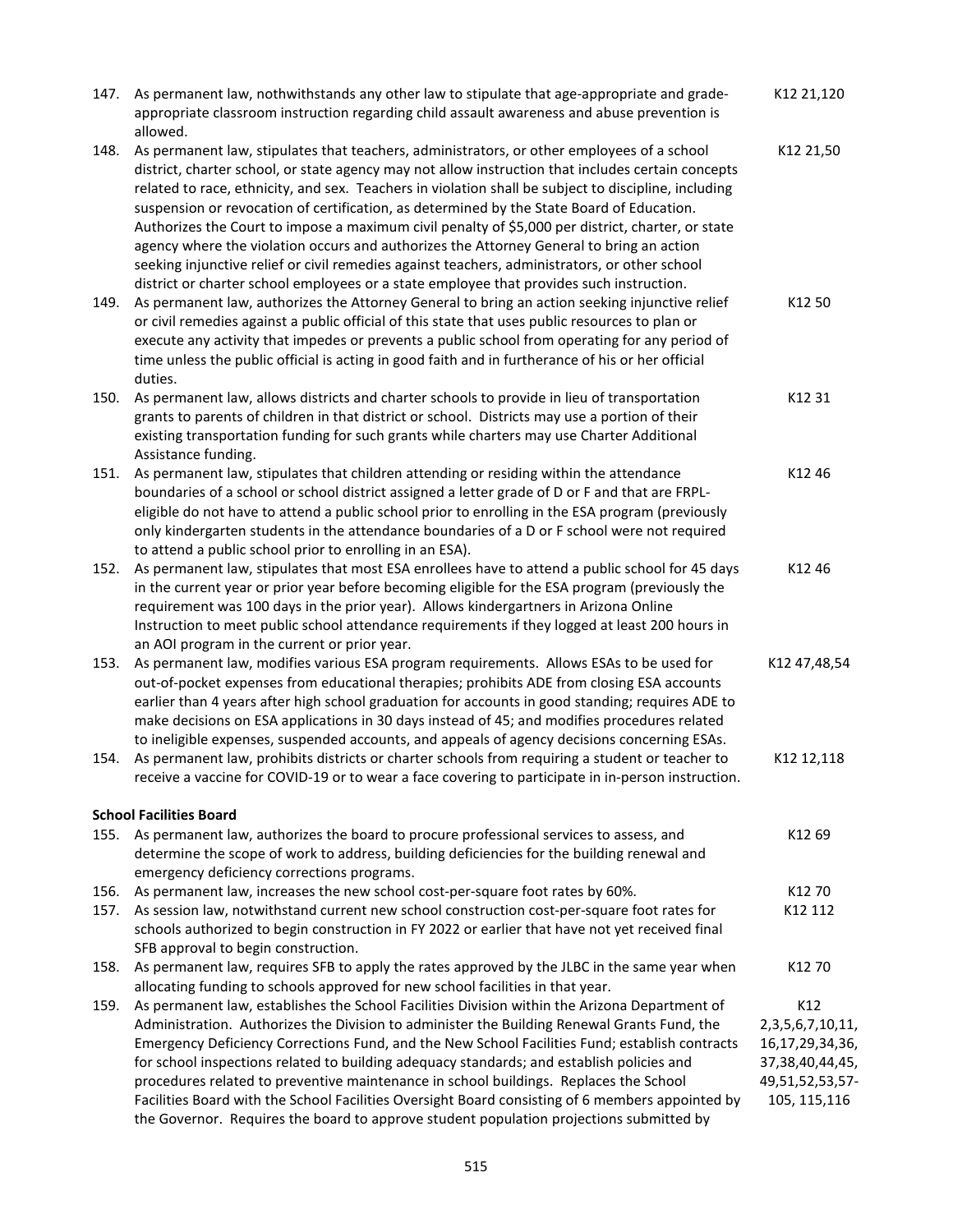147. As permanent law, nothwithstands any other law to stipulate that age-appropriate and grade-appropriate classroom instruction regarding child assault awareness and abuse prevention is allowed. — K12 21,120

148. As permanent law, stipulates that teachers, administrators, or other employees of a school district, charter school, or state agency may not allow instruction that includes certain concepts related to race, ethnicity, and sex. Teachers in violation shall be subject to discipline, including suspension or revocation of certification, as determined by the State Board of Education. Authorizes the Court to impose a maximum civil penalty of $5,000 per district, charter, or state agency where the violation occurs and authorizes the Attorney General to bring an action seeking injunctive relief or civil remedies against teachers, administrators, or other school district or charter school employees or a state employee that provides such instruction. — K12 21,50

149. As permanent law, authorizes the Attorney General to bring an action seeking injunctive relief or civil remedies against a public official of this state that uses public resources to plan or execute any activity that impedes or prevents a public school from operating for any period of time unless the public official is acting in good faith and in furtherance of his or her official duties. — K12 50

150. As permanent law, allows districts and charter schools to provide in lieu of transportation grants to parents of children in that district or school. Districts may use a portion of their existing transportation funding for such grants while charters may use Charter Additional Assistance funding. — K12 31

151. As permanent law, stipulates that children attending or residing within the attendance boundaries of a school or school district assigned a letter grade of D or F and that are FRPL-eligible do not have to attend a public school prior to enrolling in the ESA program (previously only kindergarten students in the attendance boundaries of a D or F school were not required to attend a public school prior to enrolling in an ESA). — K12 46

152. As permanent law, stipulates that most ESA enrollees have to attend a public school for 45 days in the current year or prior year before becoming eligible for the ESA program (previously the requirement was 100 days in the prior year). Allows kindergartners in Arizona Online Instruction to meet public school attendance requirements if they logged at least 200 hours in an AOI program in the current or prior year. — K12 46

153. As permanent law, modifies various ESA program requirements. Allows ESAs to be used for out-of-pocket expenses from educational therapies; prohibits ADE from closing ESA accounts earlier than 4 years after high school graduation for accounts in good standing; requires ADE to make decisions on ESA applications in 30 days instead of 45; and modifies procedures related to ineligible expenses, suspended accounts, and appeals of agency decisions concerning ESAs. — K12 47,48,54

154. As permanent law, prohibits districts or charter schools from requiring a student or teacher to receive a vaccine for COVID-19 or to wear a face covering to participate in in-person instruction. — K12 12,118

**School Facilities Board**

155. As permanent law, authorizes the board to procure professional services to assess, and determine the scope of work to address, building deficiencies for the building renewal and emergency deficiency corrections programs. — K12 69

156. As permanent law, increases the new school cost-per-square foot rates by 60%. — K12 70

157. As session law, notwithstand current new school construction cost-per-square foot rates for schools authorized to begin construction in FY 2022 or earlier that have not yet received final SFB approval to begin construction. — K12 112

158. As permanent law, requires SFB to apply the rates approved by the JLBC in the same year when allocating funding to schools approved for new school facilities in that year. — K12 70

159. As permanent law, establishes the School Facilities Division within the Arizona Department of Administration. Authorizes the Division to administer the Building Renewal Grants Fund, the Emergency Deficiency Corrections Fund, and the New School Facilities Fund; establish contracts for school inspections related to building adequacy standards; and establish policies and procedures related to preventive maintenance in school buildings. Replaces the School Facilities Board with the School Facilities Oversight Board consisting of 6 members appointed by the Governor. Requires the board to approve student population projections submitted by — K12 2,3,5,6,7,10,11, 16,17,29,34,36, 37,38,40,44,45, 49,51,52,53,57-105, 115,116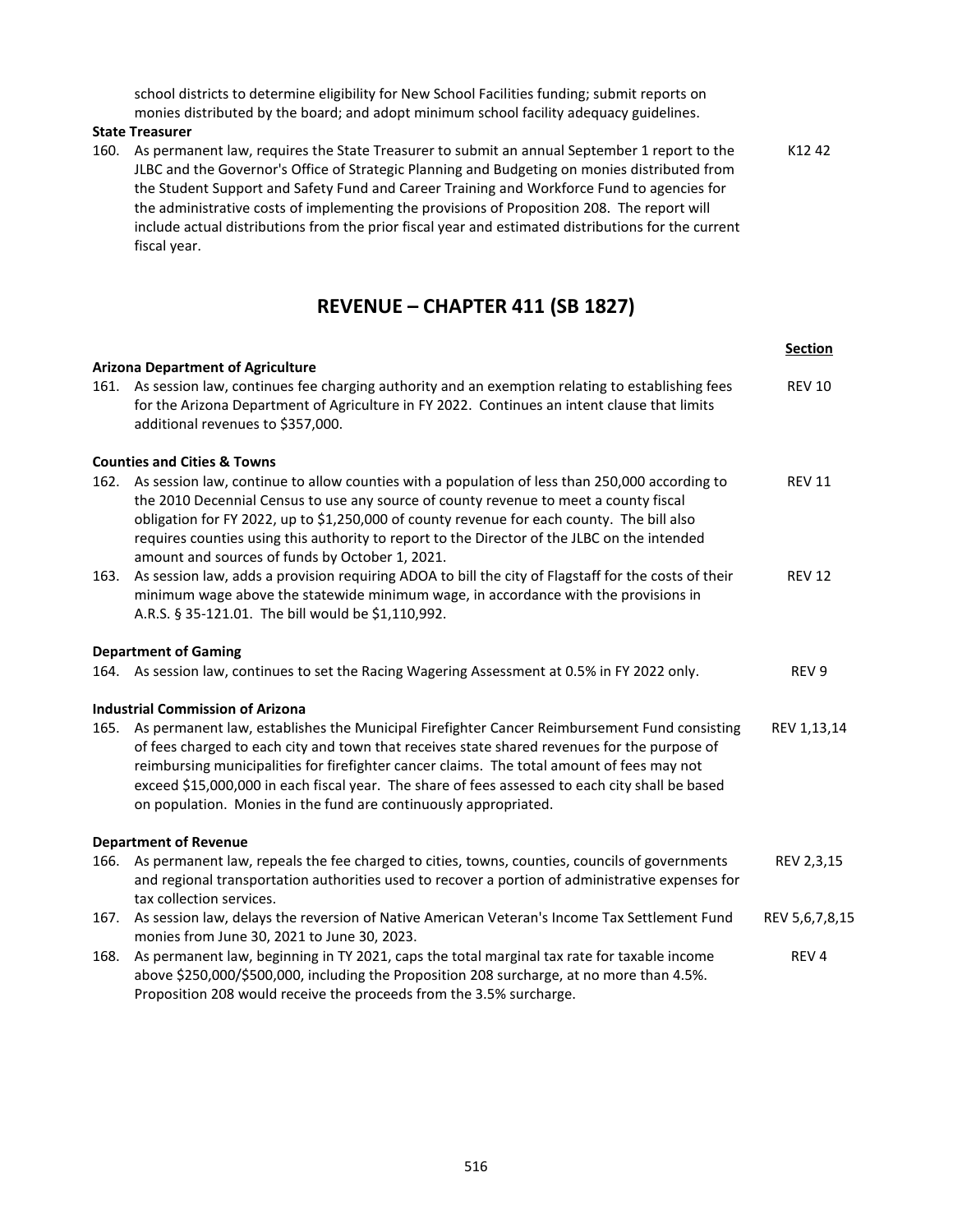school districts to determine eligibility for New School Facilities funding; submit reports on monies distributed by the board; and adopt minimum school facility adequacy guidelines.

**State Treasurer**

| | | |
|---|---|---|
| 160. | As permanent law, requires the State Treasurer to submit an annual September 1 report to the JLBC and the Governor's Office of Strategic Planning and Budgeting on monies distributed from the Student Support and Safety Fund and Career Training and Workforce Fund to agencies for the administrative costs of implementing the provisions of Proposition 208. The report will include actual distributions from the prior fiscal year and estimated distributions for the current fiscal year. | K12 42 |

## REVENUE – CHAPTER 411 (SB 1827)

| | | **Section** |
|---|---|---|
| | **Arizona Department of Agriculture** | |
| 161. | As session law, continues fee charging authority and an exemption relating to establishing fees for the Arizona Department of Agriculture in FY 2022. Continues an intent clause that limits additional revenues to $357,000. | REV 10 |
| | **Counties and Cities & Towns** | |
| 162. | As session law, continue to allow counties with a population of less than 250,000 according to the 2010 Decennial Census to use any source of county revenue to meet a county fiscal obligation for FY 2022, up to $1,250,000 of county revenue for each county. The bill also requires counties using this authority to report to the Director of the JLBC on the intended amount and sources of funds by October 1, 2021. | REV 11 |
| 163. | As session law, adds a provision requiring ADOA to bill the city of Flagstaff for the costs of their minimum wage above the statewide minimum wage, in accordance with the provisions in A.R.S. § 35-121.01. The bill would be $1,110,992. | REV 12 |
| | **Department of Gaming** | |
| 164. | As session law, continues to set the Racing Wagering Assessment at 0.5% in FY 2022 only. | REV 9 |
| | **Industrial Commission of Arizona** | |
| 165. | As permanent law, establishes the Municipal Firefighter Cancer Reimbursement Fund consisting of fees charged to each city and town that receives state shared revenues for the purpose of reimbursing municipalities for firefighter cancer claims. The total amount of fees may not exceed $15,000,000 in each fiscal year. The share of fees assessed to each city shall be based on population. Monies in the fund are continuously appropriated. | REV 1,13,14 |
| | **Department of Revenue** | |
| 166. | As permanent law, repeals the fee charged to cities, towns, counties, councils of governments and regional transportation authorities used to recover a portion of administrative expenses for tax collection services. | REV 2,3,15 |
| 167. | As session law, delays the reversion of Native American Veteran's Income Tax Settlement Fund monies from June 30, 2021 to June 30, 2023. | REV 5,6,7,8,15 |
| 168. | As permanent law, beginning in TY 2021, caps the total marginal tax rate for taxable income above $250,000/$500,000, including the Proposition 208 surcharge, at no more than 4.5%. Proposition 208 would receive the proceeds from the 3.5% surcharge. | REV 4 |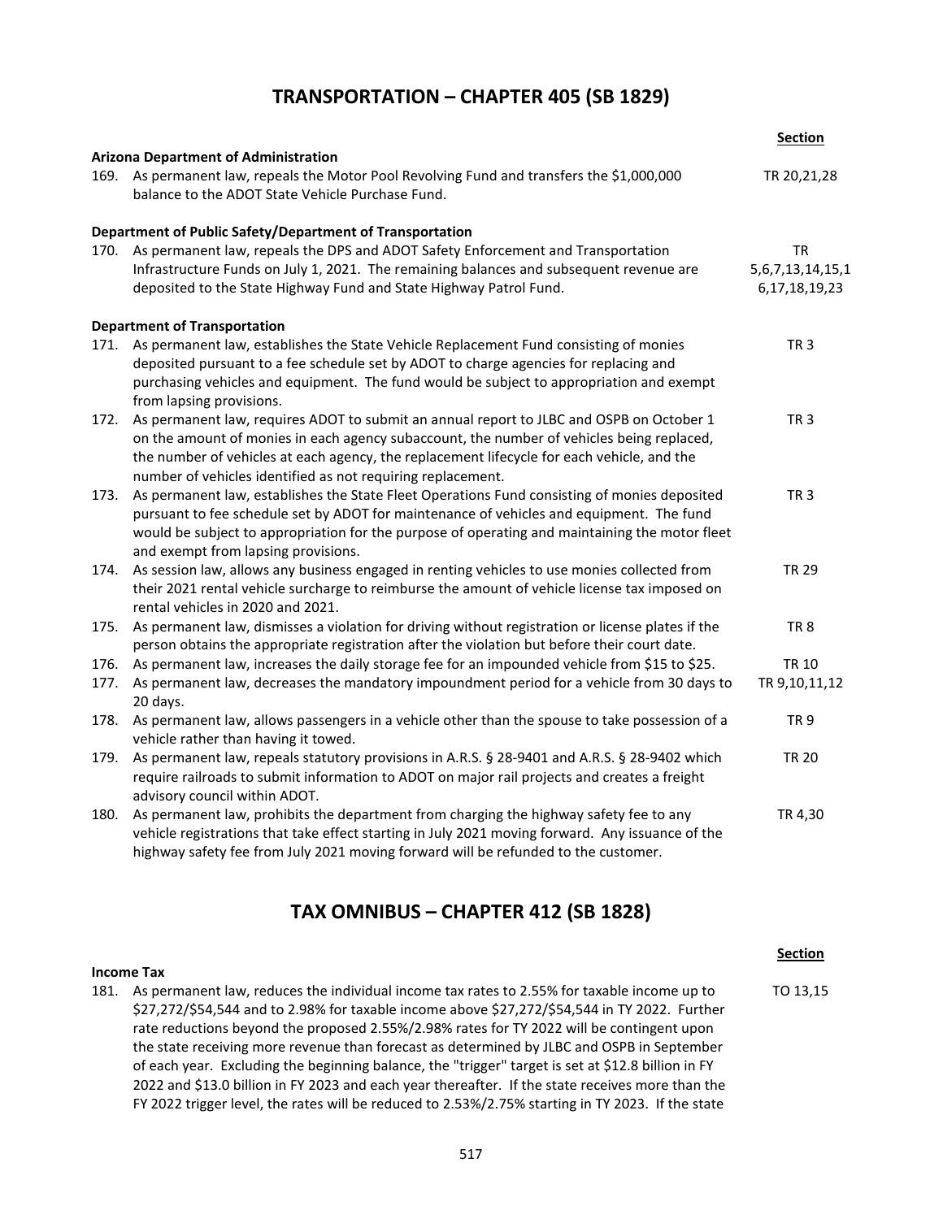## TRANSPORTATION – CHAPTER 405 (SB 1829)

| | | Section |
|---|---|---|
| | **Arizona Department of Administration** | |
| 169. | As permanent law, repeals the Motor Pool Revolving Fund and transfers the $1,000,000 balance to the ADOT State Vehicle Purchase Fund. | TR 20,21,28 |
| | **Department of Public Safety/Department of Transportation** | |
| 170. | As permanent law, repeals the DPS and ADOT Safety Enforcement and Transportation Infrastructure Funds on July 1, 2021. The remaining balances and subsequent revenue are deposited to the State Highway Fund and State Highway Patrol Fund. | TR 5,6,7,13,14,15,16,17,18,19,23 |
| | **Department of Transportation** | |
| 171. | As permanent law, establishes the State Vehicle Replacement Fund consisting of monies deposited pursuant to a fee schedule set by ADOT to charge agencies for replacing and purchasing vehicles and equipment. The fund would be subject to appropriation and exempt from lapsing provisions. | TR 3 |
| 172. | As permanent law, requires ADOT to submit an annual report to JLBC and OSPB on October 1 on the amount of monies in each agency subaccount, the number of vehicles being replaced, the number of vehicles at each agency, the replacement lifecycle for each vehicle, and the number of vehicles identified as not requiring replacement. | TR 3 |
| 173. | As permanent law, establishes the State Fleet Operations Fund consisting of monies deposited pursuant to fee schedule set by ADOT for maintenance of vehicles and equipment. The fund would be subject to appropriation for the purpose of operating and maintaining the motor fleet and exempt from lapsing provisions. | TR 3 |
| 174. | As session law, allows any business engaged in renting vehicles to use monies collected from their 2021 rental vehicle surcharge to reimburse the amount of vehicle license tax imposed on rental vehicles in 2020 and 2021. | TR 29 |
| 175. | As permanent law, dismisses a violation for driving without registration or license plates if the person obtains the appropriate registration after the violation but before their court date. | TR 8 |
| 176. | As permanent law, increases the daily storage fee for an impounded vehicle from $15 to $25. | TR 10 |
| 177. | As permanent law, decreases the mandatory impoundment period for a vehicle from 30 days to 20 days. | TR 9,10,11,12 |
| 178. | As permanent law, allows passengers in a vehicle other than the spouse to take possession of a vehicle rather than having it towed. | TR 9 |
| 179. | As permanent law, repeals statutory provisions in A.R.S. § 28-9401 and A.R.S. § 28-9402 which require railroads to submit information to ADOT on major rail projects and creates a freight advisory council within ADOT. | TR 20 |
| 180. | As permanent law, prohibits the department from charging the highway safety fee to any vehicle registrations that take effect starting in July 2021 moving forward. Any issuance of the highway safety fee from July 2021 moving forward will be refunded to the customer. | TR 4,30 |

## TAX OMNIBUS – CHAPTER 412 (SB 1828)

| | | Section |
|---|---|---|
| | **Income Tax** | |
| 181. | As permanent law, reduces the individual income tax rates to 2.55% for taxable income up to $27,272/$54,544 and to 2.98% for taxable income above $27,272/$54,544 in TY 2022. Further rate reductions beyond the proposed 2.55%/2.98% rates for TY 2022 will be contingent upon the state receiving more revenue than forecast as determined by JLBC and OSPB in September of each year. Excluding the beginning balance, the "trigger" target is set at $12.8 billion in FY 2022 and $13.0 billion in FY 2023 and each year thereafter. If the state receives more than the FY 2022 trigger level, the rates will be reduced to 2.53%/2.75% starting in TY 2023. If the state | TO 13,15 |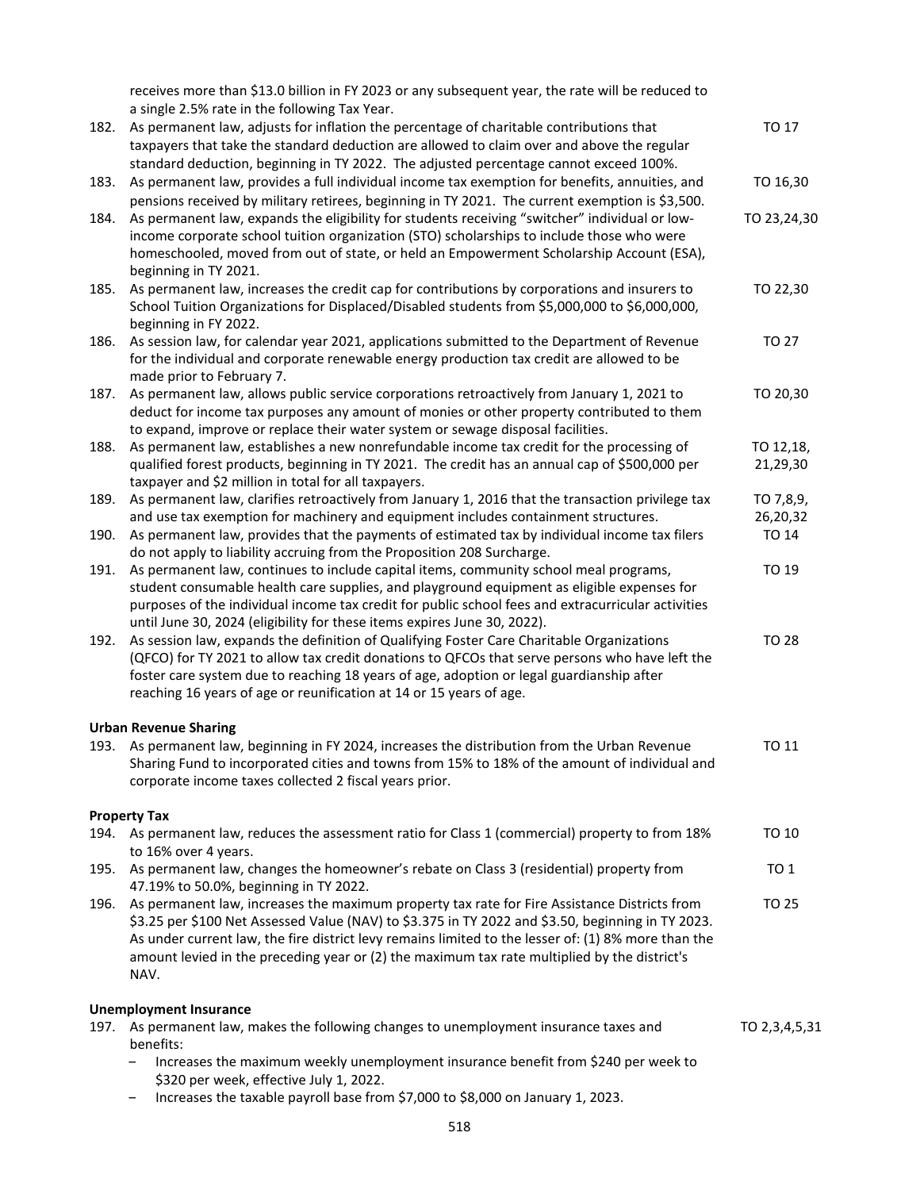receives more than $13.0 billion in FY 2023 or any subsequent year, the rate will be reduced to a single 2.5% rate in the following Tax Year.

182. As permanent law, adjusts for inflation the percentage of charitable contributions that taxpayers that take the standard deduction are allowed to claim over and above the regular standard deduction, beginning in TY 2022. The adjusted percentage cannot exceed 100%. — TO 17
183. As permanent law, provides a full individual income tax exemption for benefits, annuities, and pensions received by military retirees, beginning in TY 2021. The current exemption is $3,500. — TO 16,30
184. As permanent law, expands the eligibility for students receiving "switcher" individual or low-income corporate school tuition organization (STO) scholarships to include those who were homeschooled, moved from out of state, or held an Empowerment Scholarship Account (ESA), beginning in TY 2021. — TO 23,24,30
185. As permanent law, increases the credit cap for contributions by corporations and insurers to School Tuition Organizations for Displaced/Disabled students from $5,000,000 to $6,000,000, beginning in FY 2022. — TO 22,30
186. As session law, for calendar year 2021, applications submitted to the Department of Revenue for the individual and corporate renewable energy production tax credit are allowed to be made prior to February 7. — TO 27
187. As permanent law, allows public service corporations retroactively from January 1, 2021 to deduct for income tax purposes any amount of monies or other property contributed to them to expand, improve or replace their water system or sewage disposal facilities. — TO 20,30
188. As permanent law, establishes a new nonrefundable income tax credit for the processing of qualified forest products, beginning in TY 2021. The credit has an annual cap of $500,000 per taxpayer and $2 million in total for all taxpayers. — TO 12,18, 21,29,30
189. As permanent law, clarifies retroactively from January 1, 2016 that the transaction privilege tax and use tax exemption for machinery and equipment includes containment structures. — TO 7,8,9, 26,20,32
190. As permanent law, provides that the payments of estimated tax by individual income tax filers do not apply to liability accruing from the Proposition 208 Surcharge. — TO 14
191. As permanent law, continues to include capital items, community school meal programs, student consumable health care supplies, and playground equipment as eligible expenses for purposes of the individual income tax credit for public school fees and extracurricular activities until June 30, 2024 (eligibility for these items expires June 30, 2022). — TO 19
192. As session law, expands the definition of Qualifying Foster Care Charitable Organizations (QFCO) for TY 2021 to allow tax credit donations to QFCOs that serve persons who have left the foster care system due to reaching 18 years of age, adoption or legal guardianship after reaching 16 years of age or reunification at 14 or 15 years of age. — TO 28

**Urban Revenue Sharing**

193. As permanent law, beginning in FY 2024, increases the distribution from the Urban Revenue Sharing Fund to incorporated cities and towns from 15% to 18% of the amount of individual and corporate income taxes collected 2 fiscal years prior. — TO 11

**Property Tax**

194. As permanent law, reduces the assessment ratio for Class 1 (commercial) property to from 18% to 16% over 4 years. — TO 10
195. As permanent law, changes the homeowner's rebate on Class 3 (residential) property from 47.19% to 50.0%, beginning in TY 2022. — TO 1
196. As permanent law, increases the maximum property tax rate for Fire Assistance Districts from $3.25 per $100 Net Assessed Value (NAV) to $3.375 in TY 2022 and $3.50, beginning in TY 2023. As under current law, the fire district levy remains limited to the lesser of: (1) 8% more than the amount levied in the preceding year or (2) the maximum tax rate multiplied by the district's NAV. — TO 25

**Unemployment Insurance**

197. As permanent law, makes the following changes to unemployment insurance taxes and benefits: — TO 2,3,4,5,31
    - Increases the maximum weekly unemployment insurance benefit from $240 per week to $320 per week, effective July 1, 2022.
    - Increases the taxable payroll base from $7,000 to $8,000 on January 1, 2023.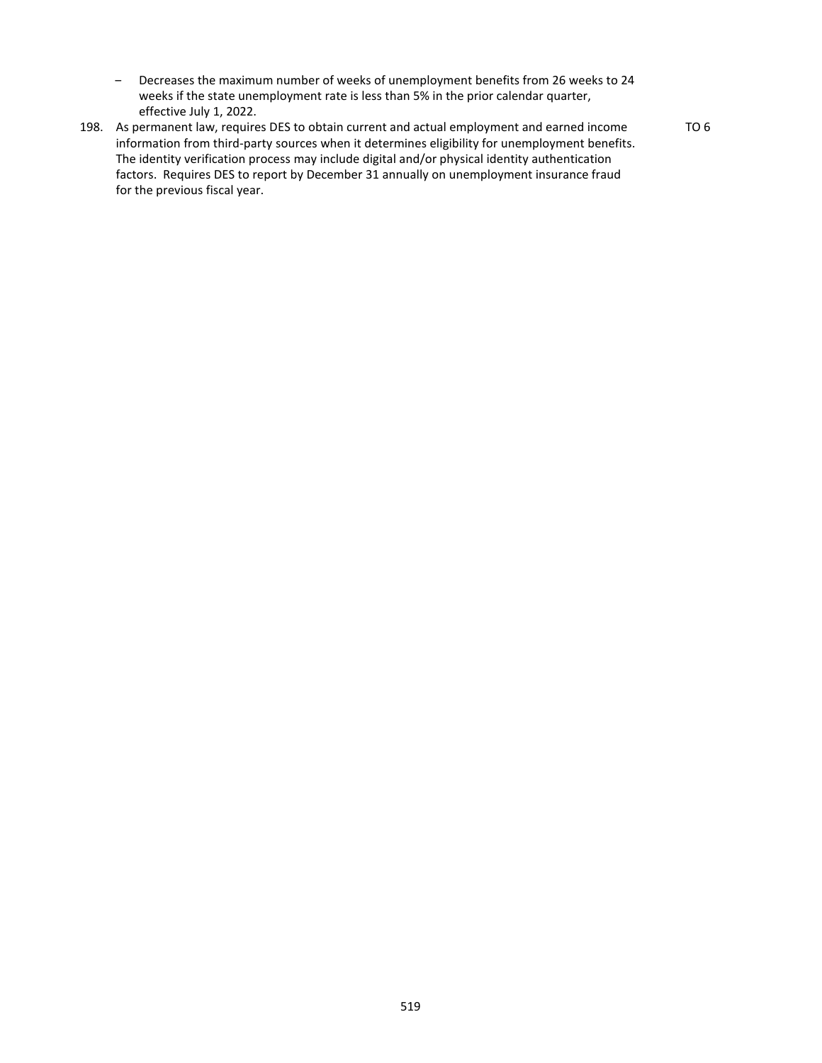– Decreases the maximum number of weeks of unemployment benefits from 26 weeks to 24 weeks if the state unemployment rate is less than 5% in the prior calendar quarter, effective July 1, 2022.

198. As permanent law, requires DES to obtain current and actual employment and earned income information from third-party sources when it determines eligibility for unemployment benefits. The identity verification process may include digital and/or physical identity authentication factors. Requires DES to report by December 31 annually on unemployment insurance fraud for the previous fiscal year. TO 6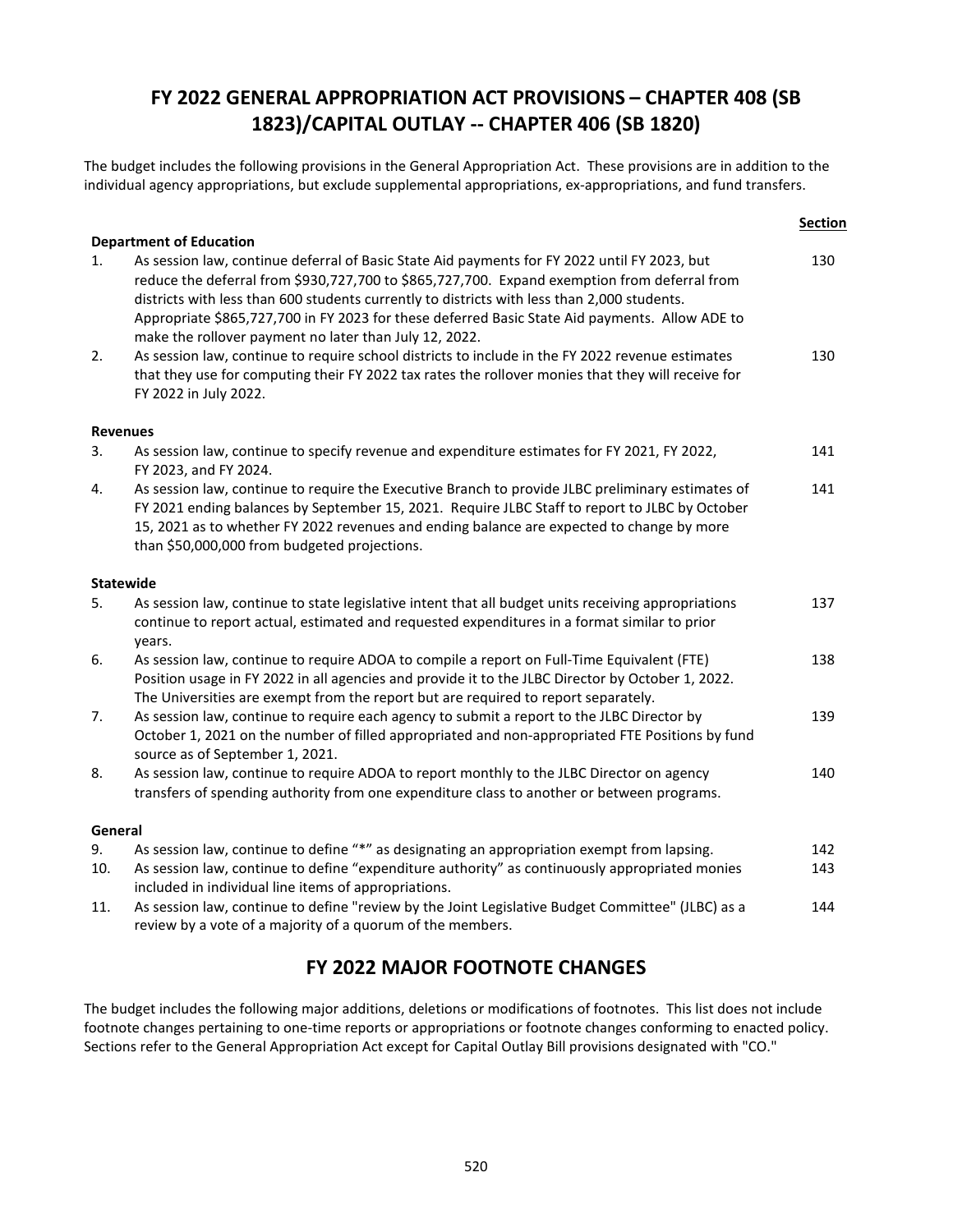# FY 2022 GENERAL APPROPRIATION ACT PROVISIONS – CHAPTER 408 (SB 1823)/CAPITAL OUTLAY -- CHAPTER 406 (SB 1820)

The budget includes the following provisions in the General Appropriation Act. These provisions are in addition to the individual agency appropriations, but exclude supplemental appropriations, ex-appropriations, and fund transfers.

| | | **Section** |
|---|---|---|
| **Department of Education** | | |
| 1. | As session law, continue deferral of Basic State Aid payments for FY 2022 until FY 2023, but reduce the deferral from $930,727,700 to $865,727,700. Expand exemption from deferral from districts with less than 600 students currently to districts with less than 2,000 students. Appropriate $865,727,700 in FY 2023 for these deferred Basic State Aid payments. Allow ADE to make the rollover payment no later than July 12, 2022. | 130 |
| 2. | As session law, continue to require school districts to include in the FY 2022 revenue estimates that they use for computing their FY 2022 tax rates the rollover monies that they will receive for FY 2022 in July 2022. | 130 |
| **Revenues** | | |
| 3. | As session law, continue to specify revenue and expenditure estimates for FY 2021, FY 2022, FY 2023, and FY 2024. | 141 |
| 4. | As session law, continue to require the Executive Branch to provide JLBC preliminary estimates of FY 2021 ending balances by September 15, 2021. Require JLBC Staff to report to JLBC by October 15, 2021 as to whether FY 2022 revenues and ending balance are expected to change by more than $50,000,000 from budgeted projections. | 141 |
| **Statewide** | | |
| 5. | As session law, continue to state legislative intent that all budget units receiving appropriations continue to report actual, estimated and requested expenditures in a format similar to prior years. | 137 |
| 6. | As session law, continue to require ADOA to compile a report on Full-Time Equivalent (FTE) Position usage in FY 2022 in all agencies and provide it to the JLBC Director by October 1, 2022. The Universities are exempt from the report but are required to report separately. | 138 |
| 7. | As session law, continue to require each agency to submit a report to the JLBC Director by October 1, 2021 on the number of filled appropriated and non-appropriated FTE Positions by fund source as of September 1, 2021. | 139 |
| 8. | As session law, continue to require ADOA to report monthly to the JLBC Director on agency transfers of spending authority from one expenditure class to another or between programs. | 140 |
| **General** | | |
| 9. | As session law, continue to define "*" as designating an appropriation exempt from lapsing. | 142 |
| 10. | As session law, continue to define "expenditure authority" as continuously appropriated monies included in individual line items of appropriations. | 143 |
| 11. | As session law, continue to define "review by the Joint Legislative Budget Committee" (JLBC) as a review by a vote of a majority of a quorum of the members. | 144 |

# FY 2022 MAJOR FOOTNOTE CHANGES

The budget includes the following major additions, deletions or modifications of footnotes. This list does not include footnote changes pertaining to one-time reports or appropriations or footnote changes conforming to enacted policy. Sections refer to the General Appropriation Act except for Capital Outlay Bill provisions designated with "CO."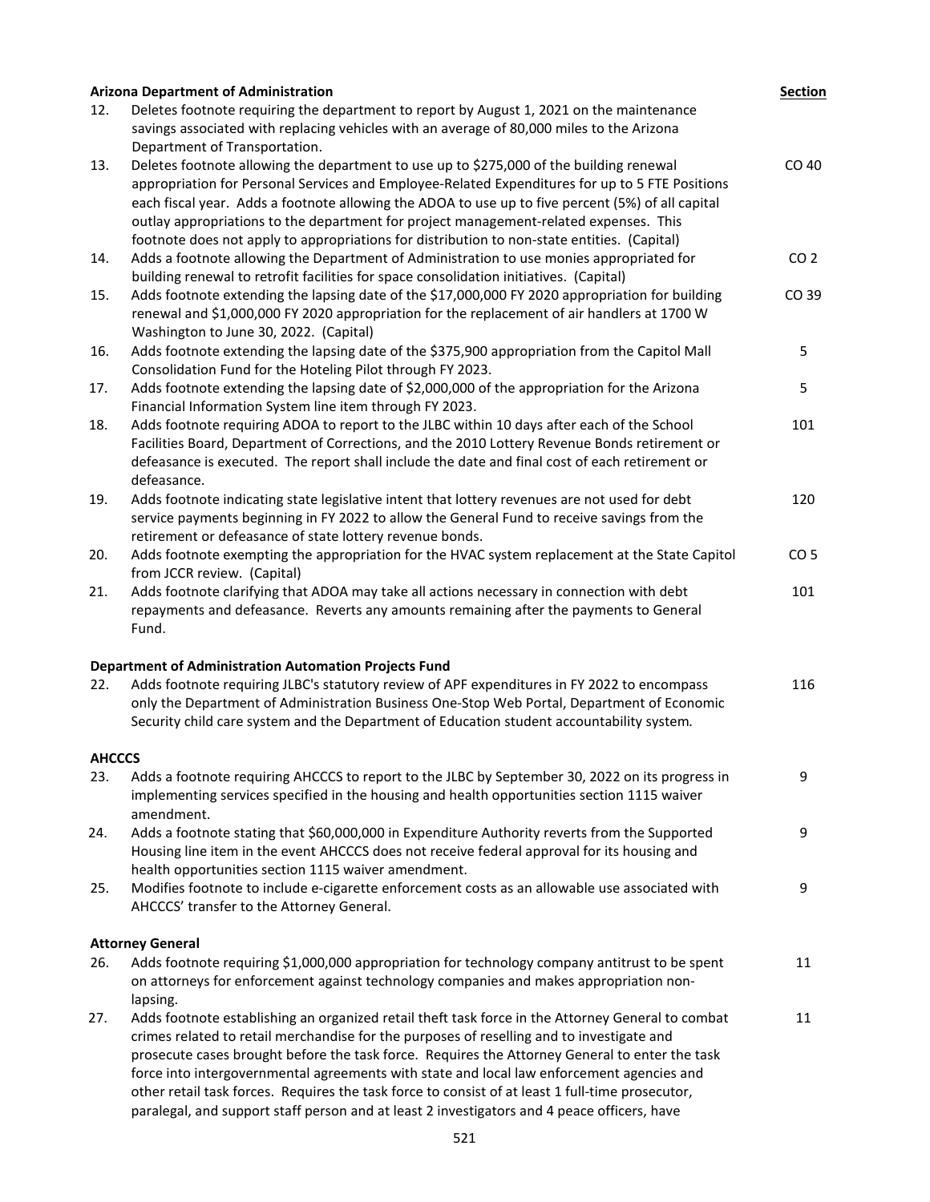**Arizona Department of Administration** **Section**

| # | Description | Section |
|---|---|---|
| 12. | Deletes footnote requiring the department to report by August 1, 2021 on the maintenance savings associated with replacing vehicles with an average of 80,000 miles to the Arizona Department of Transportation. | |
| 13. | Deletes footnote allowing the department to use up to $275,000 of the building renewal appropriation for Personal Services and Employee-Related Expenditures for up to 5 FTE Positions each fiscal year. Adds a footnote allowing the ADOA to use up to five percent (5%) of all capital outlay appropriations to the department for project management-related expenses. This footnote does not apply to appropriations for distribution to non-state entities. (Capital) | CO 40 |
| 14. | Adds a footnote allowing the Department of Administration to use monies appropriated for building renewal to retrofit facilities for space consolidation initiatives. (Capital) | CO 2 |
| 15. | Adds footnote extending the lapsing date of the $17,000,000 FY 2020 appropriation for building renewal and $1,000,000 FY 2020 appropriation for the replacement of air handlers at 1700 W Washington to June 30, 2022. (Capital) | CO 39 |
| 16. | Adds footnote extending the lapsing date of the $375,900 appropriation from the Capitol Mall Consolidation Fund for the Hoteling Pilot through FY 2023. | 5 |
| 17. | Adds footnote extending the lapsing date of $2,000,000 of the appropriation for the Arizona Financial Information System line item through FY 2023. | 5 |
| 18. | Adds footnote requiring ADOA to report to the JLBC within 10 days after each of the School Facilities Board, Department of Corrections, and the 2010 Lottery Revenue Bonds retirement or defeasance is executed. The report shall include the date and final cost of each retirement or defeasance. | 101 |
| 19. | Adds footnote indicating state legislative intent that lottery revenues are not used for debt service payments beginning in FY 2022 to allow the General Fund to receive savings from the retirement or defeasance of state lottery revenue bonds. | 120 |
| 20. | Adds footnote exempting the appropriation for the HVAC system replacement at the State Capitol from JCCR review. (Capital) | CO 5 |
| 21. | Adds footnote clarifying that ADOA may take all actions necessary in connection with debt repayments and defeasance. Reverts any amounts remaining after the payments to General Fund. | 101 |

**Department of Administration Automation Projects Fund**

| # | Description | Section |
|---|---|---|
| 22. | Adds footnote requiring JLBC's statutory review of APF expenditures in FY 2022 to encompass only the Department of Administration Business One-Stop Web Portal, Department of Economic Security child care system and the Department of Education student accountability system. | 116 |

**AHCCCS**

| # | Description | Section |
|---|---|---|
| 23. | Adds a footnote requiring AHCCCS to report to the JLBC by September 30, 2022 on its progress in implementing services specified in the housing and health opportunities section 1115 waiver amendment. | 9 |
| 24. | Adds a footnote stating that $60,000,000 in Expenditure Authority reverts from the Supported Housing line item in the event AHCCCS does not receive federal approval for its housing and health opportunities section 1115 waiver amendment. | 9 |
| 25. | Modifies footnote to include e-cigarette enforcement costs as an allowable use associated with AHCCCS' transfer to the Attorney General. | 9 |

**Attorney General**

| # | Description | Section |
|---|---|---|
| 26. | Adds footnote requiring $1,000,000 appropriation for technology company antitrust to be spent on attorneys for enforcement against technology companies and makes appropriation non-lapsing. | 11 |
| 27. | Adds footnote establishing an organized retail theft task force in the Attorney General to combat crimes related to retail merchandise for the purposes of reselling and to investigate and prosecute cases brought before the task force. Requires the Attorney General to enter the task force into intergovernmental agreements with state and local law enforcement agencies and other retail task forces. Requires the task force to consist of at least 1 full-time prosecutor, paralegal, and support staff person and at least 2 investigators and 4 peace officers, have | 11 |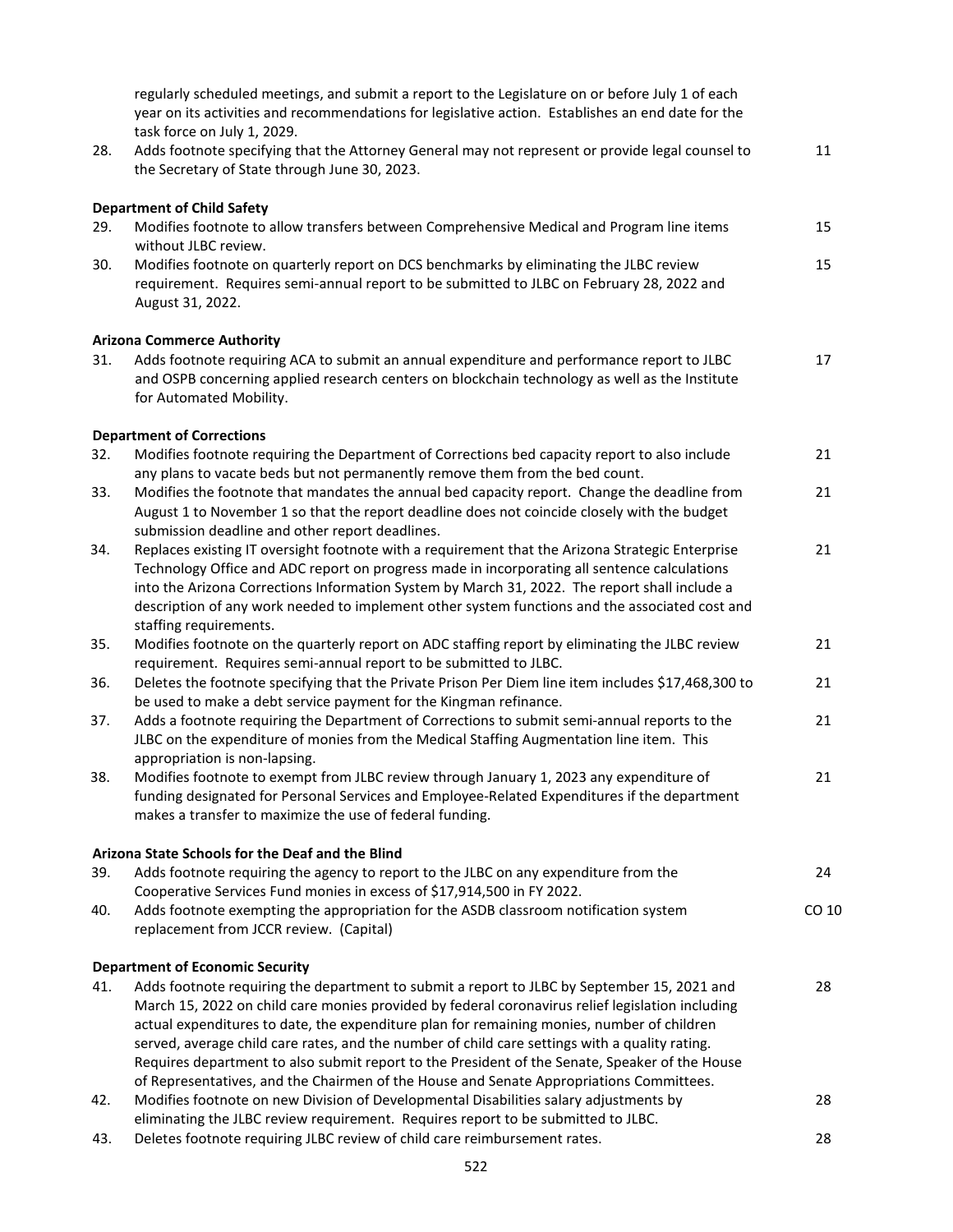regularly scheduled meetings, and submit a report to the Legislature on or before July 1 of each year on its activities and recommendations for legislative action. Establishes an end date for the task force on July 1, 2029.

| | | |
|---|---|---|
| 28. | Adds footnote specifying that the Attorney General may not represent or provide legal counsel to the Secretary of State through June 30, 2023. | 11 |

**Department of Child Safety**

| | | |
|---|---|---|
| 29. | Modifies footnote to allow transfers between Comprehensive Medical and Program line items without JLBC review. | 15 |
| 30. | Modifies footnote on quarterly report on DCS benchmarks by eliminating the JLBC review requirement. Requires semi-annual report to be submitted to JLBC on February 28, 2022 and August 31, 2022. | 15 |

**Arizona Commerce Authority**

| | | |
|---|---|---|
| 31. | Adds footnote requiring ACA to submit an annual expenditure and performance report to JLBC and OSPB concerning applied research centers on blockchain technology as well as the Institute for Automated Mobility. | 17 |

**Department of Corrections**

| | | |
|---|---|---|
| 32. | Modifies footnote requiring the Department of Corrections bed capacity report to also include any plans to vacate beds but not permanently remove them from the bed count. | 21 |
| 33. | Modifies the footnote that mandates the annual bed capacity report. Change the deadline from August 1 to November 1 so that the report deadline does not coincide closely with the budget submission deadline and other report deadlines. | 21 |
| 34. | Replaces existing IT oversight footnote with a requirement that the Arizona Strategic Enterprise Technology Office and ADC report on progress made in incorporating all sentence calculations into the Arizona Corrections Information System by March 31, 2022. The report shall include a description of any work needed to implement other system functions and the associated cost and staffing requirements. | 21 |
| 35. | Modifies footnote on the quarterly report on ADC staffing report by eliminating the JLBC review requirement. Requires semi-annual report to be submitted to JLBC. | 21 |
| 36. | Deletes the footnote specifying that the Private Prison Per Diem line item includes $17,468,300 to be used to make a debt service payment for the Kingman refinance. | 21 |
| 37. | Adds a footnote requiring the Department of Corrections to submit semi-annual reports to the JLBC on the expenditure of monies from the Medical Staffing Augmentation line item. This appropriation is non-lapsing. | 21 |
| 38. | Modifies footnote to exempt from JLBC review through January 1, 2023 any expenditure of funding designated for Personal Services and Employee-Related Expenditures if the department makes a transfer to maximize the use of federal funding. | 21 |

**Arizona State Schools for the Deaf and the Blind**

| | | |
|---|---|---|
| 39. | Adds footnote requiring the agency to report to the JLBC on any expenditure from the Cooperative Services Fund monies in excess of $17,914,500 in FY 2022. | 24 |
| 40. | Adds footnote exempting the appropriation for the ASDB classroom notification system replacement from JCCR review. (Capital) | CO 10 |

**Department of Economic Security**

| | | |
|---|---|---|
| 41. | Adds footnote requiring the department to submit a report to JLBC by September 15, 2021 and March 15, 2022 on child care monies provided by federal coronavirus relief legislation including actual expenditures to date, the expenditure plan for remaining monies, number of children served, average child care rates, and the number of child care settings with a quality rating. Requires department to also submit report to the President of the Senate, Speaker of the House of Representatives, and the Chairmen of the House and Senate Appropriations Committees. | 28 |
| 42. | Modifies footnote on new Division of Developmental Disabilities salary adjustments by eliminating the JLBC review requirement. Requires report to be submitted to JLBC. | 28 |
| 43. | Deletes footnote requiring JLBC review of child care reimbursement rates. | 28 |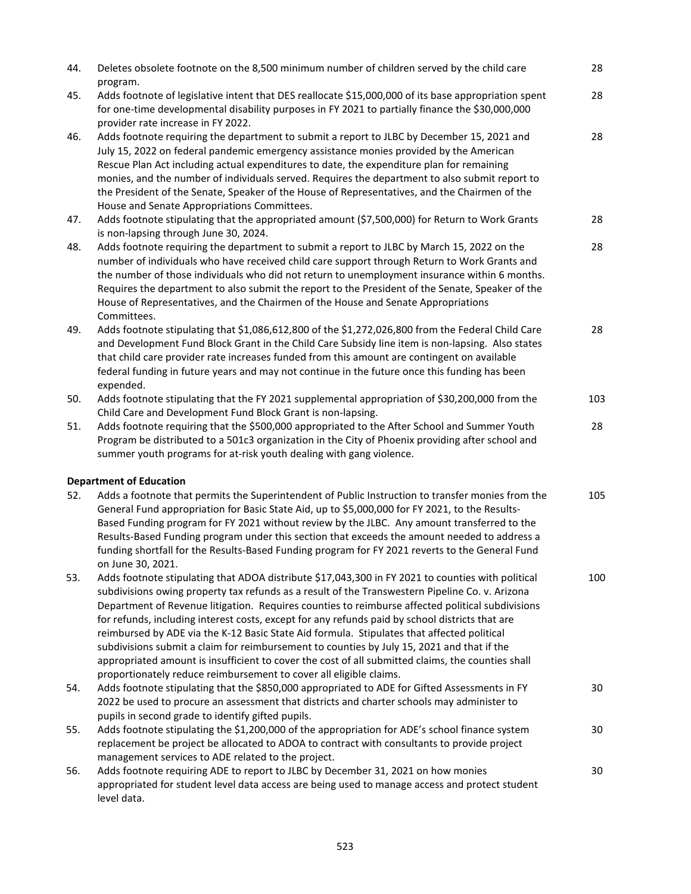| | | |
|---|---|---|
| 44. | Deletes obsolete footnote on the 8,500 minimum number of children served by the child care program. | 28 |
| 45. | Adds footnote of legislative intent that DES reallocate $15,000,000 of its base appropriation spent for one-time developmental disability purposes in FY 2021 to partially finance the $30,000,000 provider rate increase in FY 2022. | 28 |
| 46. | Adds footnote requiring the department to submit a report to JLBC by December 15, 2021 and July 15, 2022 on federal pandemic emergency assistance monies provided by the American Rescue Plan Act including actual expenditures to date, the expenditure plan for remaining monies, and the number of individuals served. Requires the department to also submit report to the President of the Senate, Speaker of the House of Representatives, and the Chairmen of the House and Senate Appropriations Committees. | 28 |
| 47. | Adds footnote stipulating that the appropriated amount ($7,500,000) for Return to Work Grants is non-lapsing through June 30, 2024. | 28 |
| 48. | Adds footnote requiring the department to submit a report to JLBC by March 15, 2022 on the number of individuals who have received child care support through Return to Work Grants and the number of those individuals who did not return to unemployment insurance within 6 months. Requires the department to also submit the report to the President of the Senate, Speaker of the House of Representatives, and the Chairmen of the House and Senate Appropriations Committees. | 28 |
| 49. | Adds footnote stipulating that $1,086,612,800 of the $1,272,026,800 from the Federal Child Care and Development Fund Block Grant in the Child Care Subsidy line item is non-lapsing. Also states that child care provider rate increases funded from this amount are contingent on available federal funding in future years and may not continue in the future once this funding has been expended. | 28 |
| 50. | Adds footnote stipulating that the FY 2021 supplemental appropriation of $30,200,000 from the Child Care and Development Fund Block Grant is non-lapsing. | 103 |
| 51. | Adds footnote requiring that the $500,000 appropriated to the After School and Summer Youth Program be distributed to a 501c3 organization in the City of Phoenix providing after school and summer youth programs for at-risk youth dealing with gang violence. | 28 |

**Department of Education**

| | | |
|---|---|---|
| 52. | Adds a footnote that permits the Superintendent of Public Instruction to transfer monies from the General Fund appropriation for Basic State Aid, up to $5,000,000 for FY 2021, to the Results-Based Funding program for FY 2021 without review by the JLBC. Any amount transferred to the Results-Based Funding program under this section that exceeds the amount needed to address a funding shortfall for the Results-Based Funding program for FY 2021 reverts to the General Fund on June 30, 2021. | 105 |
| 53. | Adds footnote stipulating that ADOA distribute $17,043,300 in FY 2021 to counties with political subdivisions owing property tax refunds as a result of the Transwestern Pipeline Co. v. Arizona Department of Revenue litigation. Requires counties to reimburse affected political subdivisions for refunds, including interest costs, except for any refunds paid by school districts that are reimbursed by ADE via the K-12 Basic State Aid formula. Stipulates that affected political subdivisions submit a claim for reimbursement to counties by July 15, 2021 and that if the appropriated amount is insufficient to cover the cost of all submitted claims, the counties shall proportionately reduce reimbursement to cover all eligible claims. | 100 |
| 54. | Adds footnote stipulating that the $850,000 appropriated to ADE for Gifted Assessments in FY 2022 be used to procure an assessment that districts and charter schools may administer to pupils in second grade to identify gifted pupils. | 30 |
| 55. | Adds footnote stipulating the $1,200,000 of the appropriation for ADE's school finance system replacement be project be allocated to ADOA to contract with consultants to provide project management services to ADE related to the project. | 30 |
| 56. | Adds footnote requiring ADE to report to JLBC by December 31, 2021 on how monies appropriated for student level data access are being used to manage access and protect student level data. | 30 |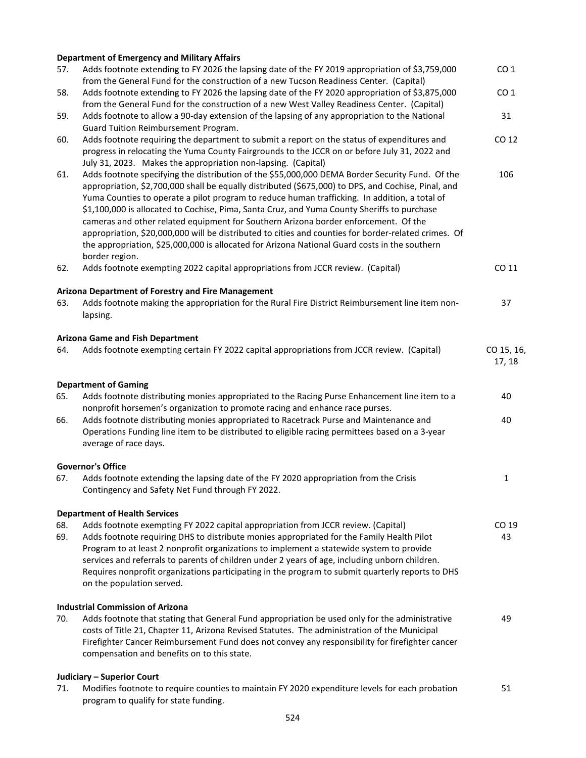**Department of Emergency and Military Affairs**

| | | |
|---|---|---|
| 57. | Adds footnote extending to FY 2026 the lapsing date of the FY 2019 appropriation of $3,759,000 from the General Fund for the construction of a new Tucson Readiness Center. (Capital) | CO 1 |
| 58. | Adds footnote extending to FY 2026 the lapsing date of the FY 2020 appropriation of $3,875,000 from the General Fund for the construction of a new West Valley Readiness Center. (Capital) | CO 1 |
| 59. | Adds footnote to allow a 90-day extension of the lapsing of any appropriation to the National Guard Tuition Reimbursement Program. | 31 |
| 60. | Adds footnote requiring the department to submit a report on the status of expenditures and progress in relocating the Yuma County Fairgrounds to the JCCR on or before July 31, 2022 and July 31, 2023. Makes the appropriation non-lapsing. (Capital) | CO 12 |
| 61. | Adds footnote specifying the distribution of the $55,000,000 DEMA Border Security Fund. Of the appropriation, $2,700,000 shall be equally distributed ($675,000) to DPS, and Cochise, Pinal, and Yuma Counties to operate a pilot program to reduce human trafficking. In addition, a total of $1,100,000 is allocated to Cochise, Pima, Santa Cruz, and Yuma County Sheriffs to purchase cameras and other related equipment for Southern Arizona border enforcement. Of the appropriation, $20,000,000 will be distributed to cities and counties for border-related crimes. Of the appropriation, $25,000,000 is allocated for Arizona National Guard costs in the southern border region. | 106 |
| 62. | Adds footnote exempting 2022 capital appropriations from JCCR review. (Capital) | CO 11 |

**Arizona Department of Forestry and Fire Management**

| | | |
|---|---|---|
| 63. | Adds footnote making the appropriation for the Rural Fire District Reimbursement line item non-lapsing. | 37 |

**Arizona Game and Fish Department**

| | | |
|---|---|---|
| 64. | Adds footnote exempting certain FY 2022 capital appropriations from JCCR review. (Capital) | CO 15, 16, 17, 18 |

**Department of Gaming**

| | | |
|---|---|---|
| 65. | Adds footnote distributing monies appropriated to the Racing Purse Enhancement line item to a nonprofit horsemen's organization to promote racing and enhance race purses. | 40 |
| 66. | Adds footnote distributing monies appropriated to Racetrack Purse and Maintenance and Operations Funding line item to be distributed to eligible racing permittees based on a 3-year average of race days. | 40 |

**Governor's Office**

| | | |
|---|---|---|
| 67. | Adds footnote extending the lapsing date of the FY 2020 appropriation from the Crisis Contingency and Safety Net Fund through FY 2022. | 1 |

**Department of Health Services**

| | | |
|---|---|---|
| 68. | Adds footnote exempting FY 2022 capital appropriation from JCCR review. (Capital) | CO 19 |
| 69. | Adds footnote requiring DHS to distribute monies appropriated for the Family Health Pilot Program to at least 2 nonprofit organizations to implement a statewide system to provide services and referrals to parents of children under 2 years of age, including unborn children. Requires nonprofit organizations participating in the program to submit quarterly reports to DHS on the population served. | 43 |

**Industrial Commission of Arizona**

| | | |
|---|---|---|
| 70. | Adds footnote that stating that General Fund appropriation be used only for the administrative costs of Title 21, Chapter 11, Arizona Revised Statutes. The administration of the Municipal Firefighter Cancer Reimbursement Fund does not convey any responsibility for firefighter cancer compensation and benefits on to this state. | 49 |

**Judiciary – Superior Court**

| | | |
|---|---|---|
| 71. | Modifies footnote to require counties to maintain FY 2020 expenditure levels for each probation program to qualify for state funding. | 51 |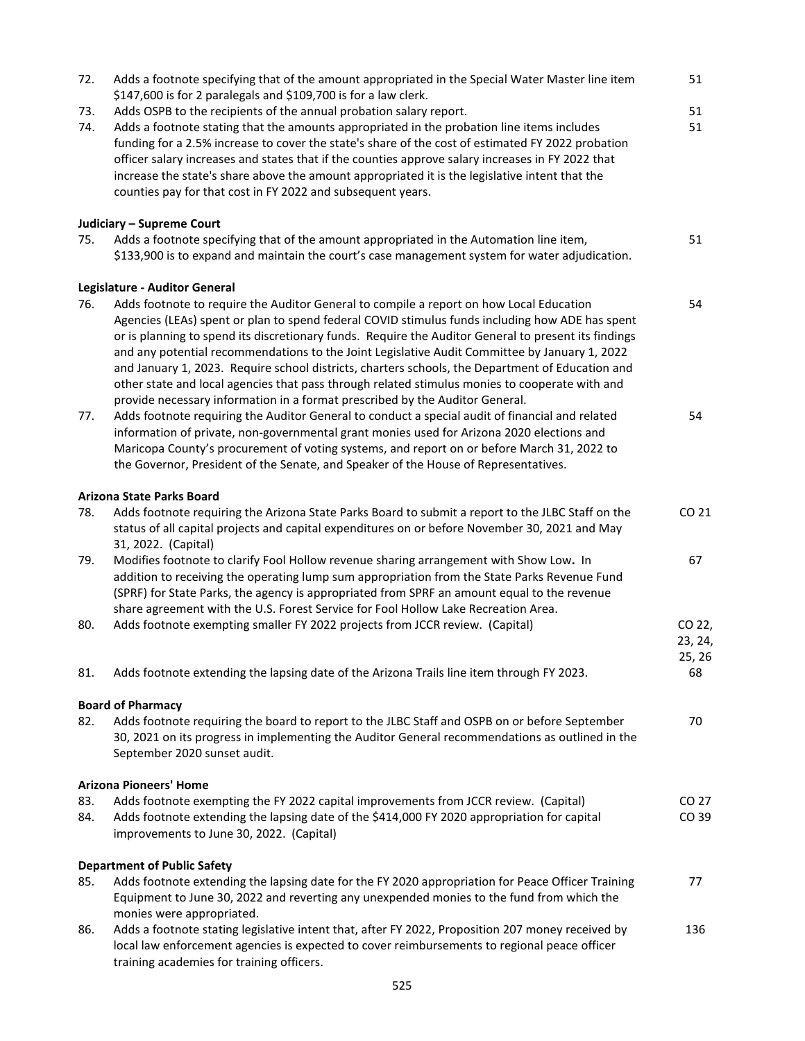| | | |
|---|---|---|
| 72. | Adds a footnote specifying that of the amount appropriated in the Special Water Master line item $147,600 is for 2 paralegals and $109,700 is for a law clerk. | 51 |
| 73. | Adds OSPB to the recipients of the annual probation salary report. | 51 |
| 74. | Adds a footnote stating that the amounts appropriated in the probation line items includes funding for a 2.5% increase to cover the state's share of the cost of estimated FY 2022 probation officer salary increases and states that if the counties approve salary increases in FY 2022 that increase the state's share above the amount appropriated it is the legislative intent that the counties pay for that cost in FY 2022 and subsequent years. | 51 |

**Judiciary – Supreme Court**

| | | |
|---|---|---|
| 75. | Adds a footnote specifying that of the amount appropriated in the Automation line item, $133,900 is to expand and maintain the court's case management system for water adjudication. | 51 |

**Legislature - Auditor General**

| | | |
|---|---|---|
| 76. | Adds footnote to require the Auditor General to compile a report on how Local Education Agencies (LEAs) spent or plan to spend federal COVID stimulus funds including how ADE has spent or is planning to spend its discretionary funds. Require the Auditor General to present its findings and any potential recommendations to the Joint Legislative Audit Committee by January 1, 2022 and January 1, 2023. Require school districts, charters schools, the Department of Education and other state and local agencies that pass through related stimulus monies to cooperate with and provide necessary information in a format prescribed by the Auditor General. | 54 |
| 77. | Adds footnote requiring the Auditor General to conduct a special audit of financial and related information of private, non-governmental grant monies used for Arizona 2020 elections and Maricopa County's procurement of voting systems, and report on or before March 31, 2022 to the Governor, President of the Senate, and Speaker of the House of Representatives. | 54 |

**Arizona State Parks Board**

| | | |
|---|---|---|
| 78. | Adds footnote requiring the Arizona State Parks Board to submit a report to the JLBC Staff on the status of all capital projects and capital expenditures on or before November 30, 2021 and May 31, 2022. (Capital) | CO 21 |
| 79. | Modifies footnote to clarify Fool Hollow revenue sharing arrangement with Show Low. In addition to receiving the operating lump sum appropriation from the State Parks Revenue Fund (SPRF) for State Parks, the agency is appropriated from SPRF an amount equal to the revenue share agreement with the U.S. Forest Service for Fool Hollow Lake Recreation Area. | 67 |
| 80. | Adds footnote exempting smaller FY 2022 projects from JCCR review. (Capital) | CO 22, 23, 24, 25, 26 |
| 81. | Adds footnote extending the lapsing date of the Arizona Trails line item through FY 2023. | 68 |

**Board of Pharmacy**

| | | |
|---|---|---|
| 82. | Adds footnote requiring the board to report to the JLBC Staff and OSPB on or before September 30, 2021 on its progress in implementing the Auditor General recommendations as outlined in the September 2020 sunset audit. | 70 |

**Arizona Pioneers' Home**

| | | |
|---|---|---|
| 83. | Adds footnote exempting the FY 2022 capital improvements from JCCR review. (Capital) | CO 27 |
| 84. | Adds footnote extending the lapsing date of the $414,000 FY 2020 appropriation for capital improvements to June 30, 2022. (Capital) | CO 39 |

**Department of Public Safety**

| | | |
|---|---|---|
| 85. | Adds footnote extending the lapsing date for the FY 2020 appropriation for Peace Officer Training Equipment to June 30, 2022 and reverting any unexpended monies to the fund from which the monies were appropriated. | 77 |
| 86. | Adds a footnote stating legislative intent that, after FY 2022, Proposition 207 money received by local law enforcement agencies is expected to cover reimbursements to regional peace officer training academies for training officers. | 136 |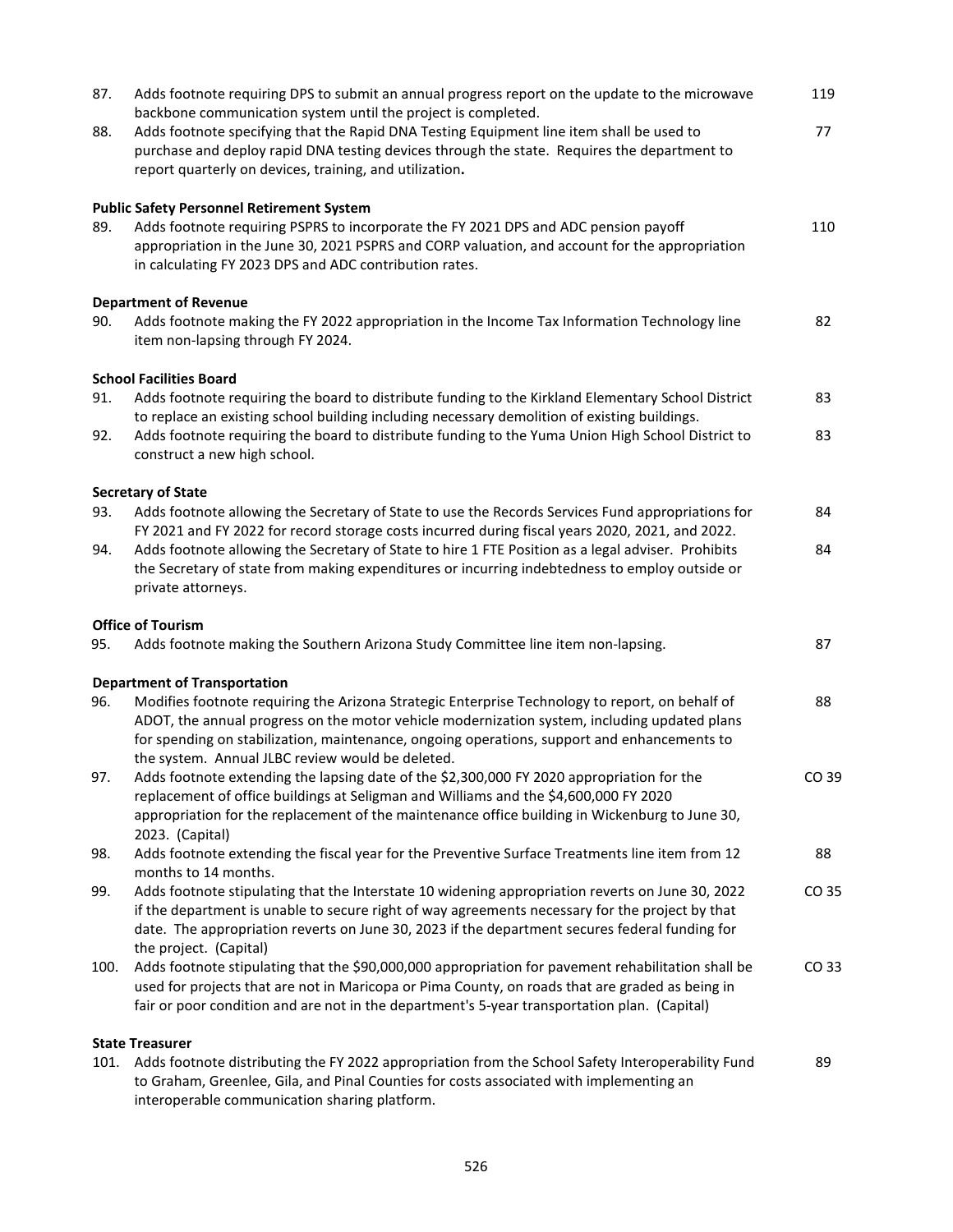| | | |
|---|---|---|
| 87. | Adds footnote requiring DPS to submit an annual progress report on the update to the microwave backbone communication system until the project is completed. | 119 |
| 88. | Adds footnote specifying that the Rapid DNA Testing Equipment line item shall be used to purchase and deploy rapid DNA testing devices through the state. Requires the department to report quarterly on devices, training, and utilization. | 77 |

**Public Safety Personnel Retirement System**

| | | |
|---|---|---|
| 89. | Adds footnote requiring PSPRS to incorporate the FY 2021 DPS and ADC pension payoff appropriation in the June 30, 2021 PSPRS and CORP valuation, and account for the appropriation in calculating FY 2023 DPS and ADC contribution rates. | 110 |

**Department of Revenue**

| | | |
|---|---|---|
| 90. | Adds footnote making the FY 2022 appropriation in the Income Tax Information Technology line item non-lapsing through FY 2024. | 82 |

**School Facilities Board**

| | | |
|---|---|---|
| 91. | Adds footnote requiring the board to distribute funding to the Kirkland Elementary School District to replace an existing school building including necessary demolition of existing buildings. | 83 |
| 92. | Adds footnote requiring the board to distribute funding to the Yuma Union High School District to construct a new high school. | 83 |

**Secretary of State**

| | | |
|---|---|---|
| 93. | Adds footnote allowing the Secretary of State to use the Records Services Fund appropriations for FY 2021 and FY 2022 for record storage costs incurred during fiscal years 2020, 2021, and 2022. | 84 |
| 94. | Adds footnote allowing the Secretary of State to hire 1 FTE Position as a legal adviser. Prohibits the Secretary of state from making expenditures or incurring indebtedness to employ outside or private attorneys. | 84 |

**Office of Tourism**

| | | |
|---|---|---|
| 95. | Adds footnote making the Southern Arizona Study Committee line item non-lapsing. | 87 |

**Department of Transportation**

| | | |
|---|---|---|
| 96. | Modifies footnote requiring the Arizona Strategic Enterprise Technology to report, on behalf of ADOT, the annual progress on the motor vehicle modernization system, including updated plans for spending on stabilization, maintenance, ongoing operations, support and enhancements to the system. Annual JLBC review would be deleted. | 88 |
| 97. | Adds footnote extending the lapsing date of the $2,300,000 FY 2020 appropriation for the replacement of office buildings at Seligman and Williams and the $4,600,000 FY 2020 appropriation for the replacement of the maintenance office building in Wickenburg to June 30, 2023. (Capital) | CO 39 |
| 98. | Adds footnote extending the fiscal year for the Preventive Surface Treatments line item from 12 months to 14 months. | 88 |
| 99. | Adds footnote stipulating that the Interstate 10 widening appropriation reverts on June 30, 2022 if the department is unable to secure right of way agreements necessary for the project by that date. The appropriation reverts on June 30, 2023 if the department secures federal funding for the project. (Capital) | CO 35 |
| 100. | Adds footnote stipulating that the $90,000,000 appropriation for pavement rehabilitation shall be used for projects that are not in Maricopa or Pima County, on roads that are graded as being in fair or poor condition and are not in the department's 5-year transportation plan. (Capital) | CO 33 |

**State Treasurer**

| | | |
|---|---|---|
| 101. | Adds footnote distributing the FY 2022 appropriation from the School Safety Interoperability Fund to Graham, Greenlee, Gila, and Pinal Counties for costs associated with implementing an interoperable communication sharing platform. | 89 |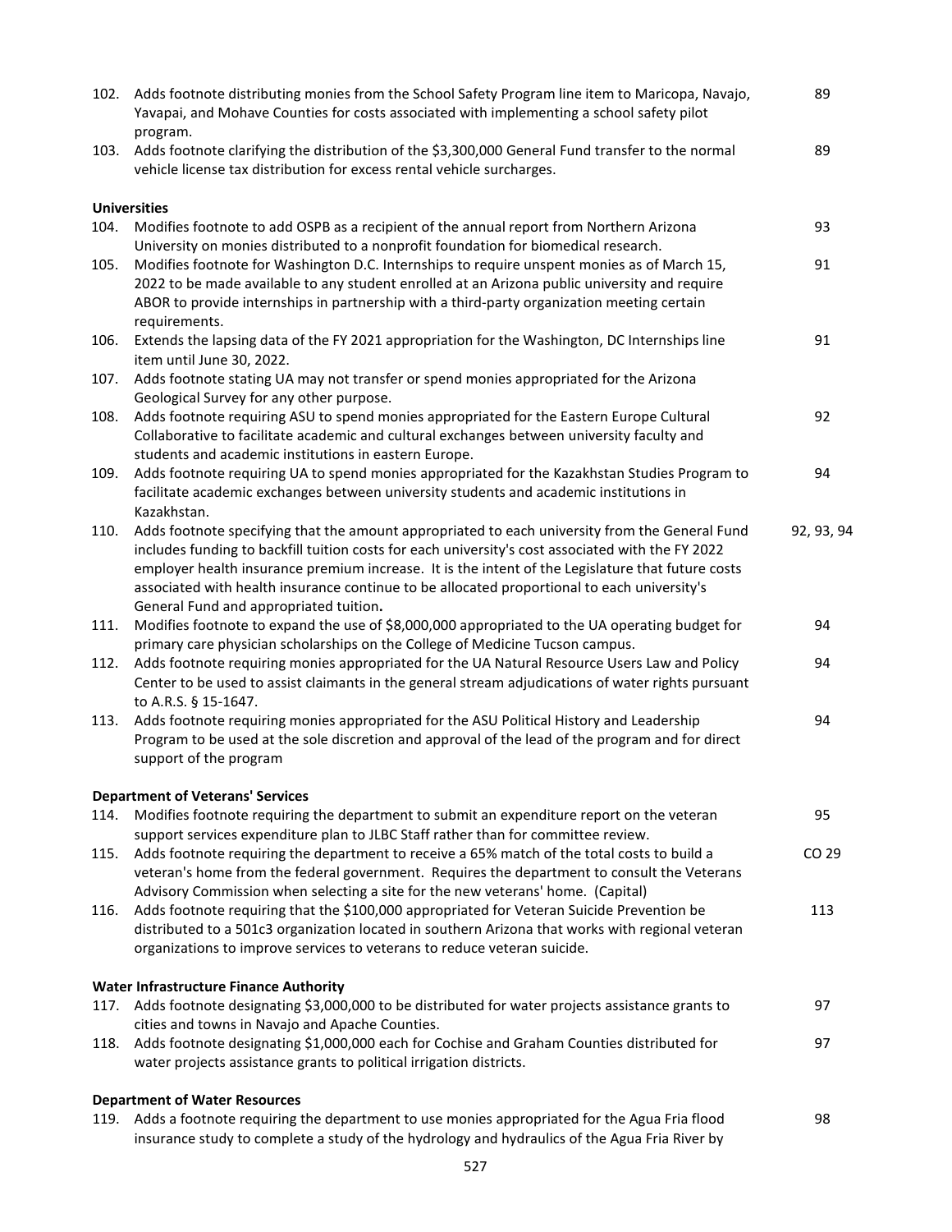| | | |
|---|---|---|
| 102. | Adds footnote distributing monies from the School Safety Program line item to Maricopa, Navajo, Yavapai, and Mohave Counties for costs associated with implementing a school safety pilot program. | 89 |
| 103. | Adds footnote clarifying the distribution of the $3,300,000 General Fund transfer to the normal vehicle license tax distribution for excess rental vehicle surcharges. | 89 |

**Universities**

| | | |
|---|---|---|
| 104. | Modifies footnote to add OSPB as a recipient of the annual report from Northern Arizona University on monies distributed to a nonprofit foundation for biomedical research. | 93 |
| 105. | Modifies footnote for Washington D.C. Internships to require unspent monies as of March 15, 2022 to be made available to any student enrolled at an Arizona public university and require ABOR to provide internships in partnership with a third-party organization meeting certain requirements. | 91 |
| 106. | Extends the lapsing data of the FY 2021 appropriation for the Washington, DC Internships line item until June 30, 2022. | 91 |
| 107. | Adds footnote stating UA may not transfer or spend monies appropriated for the Arizona Geological Survey for any other purpose. | |
| 108. | Adds footnote requiring ASU to spend monies appropriated for the Eastern Europe Cultural Collaborative to facilitate academic and cultural exchanges between university faculty and students and academic institutions in eastern Europe. | 92 |
| 109. | Adds footnote requiring UA to spend monies appropriated for the Kazakhstan Studies Program to facilitate academic exchanges between university students and academic institutions in Kazakhstan. | 94 |
| 110. | Adds footnote specifying that the amount appropriated to each university from the General Fund includes funding to backfill tuition costs for each university's cost associated with the FY 2022 employer health insurance premium increase. It is the intent of the Legislature that future costs associated with health insurance continue to be allocated proportional to each university's General Fund and appropriated tuition**.** | 92, 93, 94 |
| 111. | Modifies footnote to expand the use of $8,000,000 appropriated to the UA operating budget for primary care physician scholarships on the College of Medicine Tucson campus. | 94 |
| 112. | Adds footnote requiring monies appropriated for the UA Natural Resource Users Law and Policy Center to be used to assist claimants in the general stream adjudications of water rights pursuant to A.R.S. § 15-1647. | 94 |
| 113. | Adds footnote requiring monies appropriated for the ASU Political History and Leadership Program to be used at the sole discretion and approval of the lead of the program and for direct support of the program | 94 |

**Department of Veterans' Services**

| | | |
|---|---|---|
| 114. | Modifies footnote requiring the department to submit an expenditure report on the veteran support services expenditure plan to JLBC Staff rather than for committee review. | 95 |
| 115. | Adds footnote requiring the department to receive a 65% match of the total costs to build a veteran's home from the federal government. Requires the department to consult the Veterans Advisory Commission when selecting a site for the new veterans' home. (Capital) | CO 29 |
| 116. | Adds footnote requiring that the $100,000 appropriated for Veteran Suicide Prevention be distributed to a 501c3 organization located in southern Arizona that works with regional veteran organizations to improve services to veterans to reduce veteran suicide. | 113 |

**Water Infrastructure Finance Authority**

| | | |
|---|---|---|
| 117. | Adds footnote designating $3,000,000 to be distributed for water projects assistance grants to cities and towns in Navajo and Apache Counties. | 97 |
| 118. | Adds footnote designating $1,000,000 each for Cochise and Graham Counties distributed for water projects assistance grants to political irrigation districts. | 97 |

**Department of Water Resources**

| | | |
|---|---|---|
| 119. | Adds a footnote requiring the department to use monies appropriated for the Agua Fria flood insurance study to complete a study of the hydrology and hydraulics of the Agua Fria River by | 98 |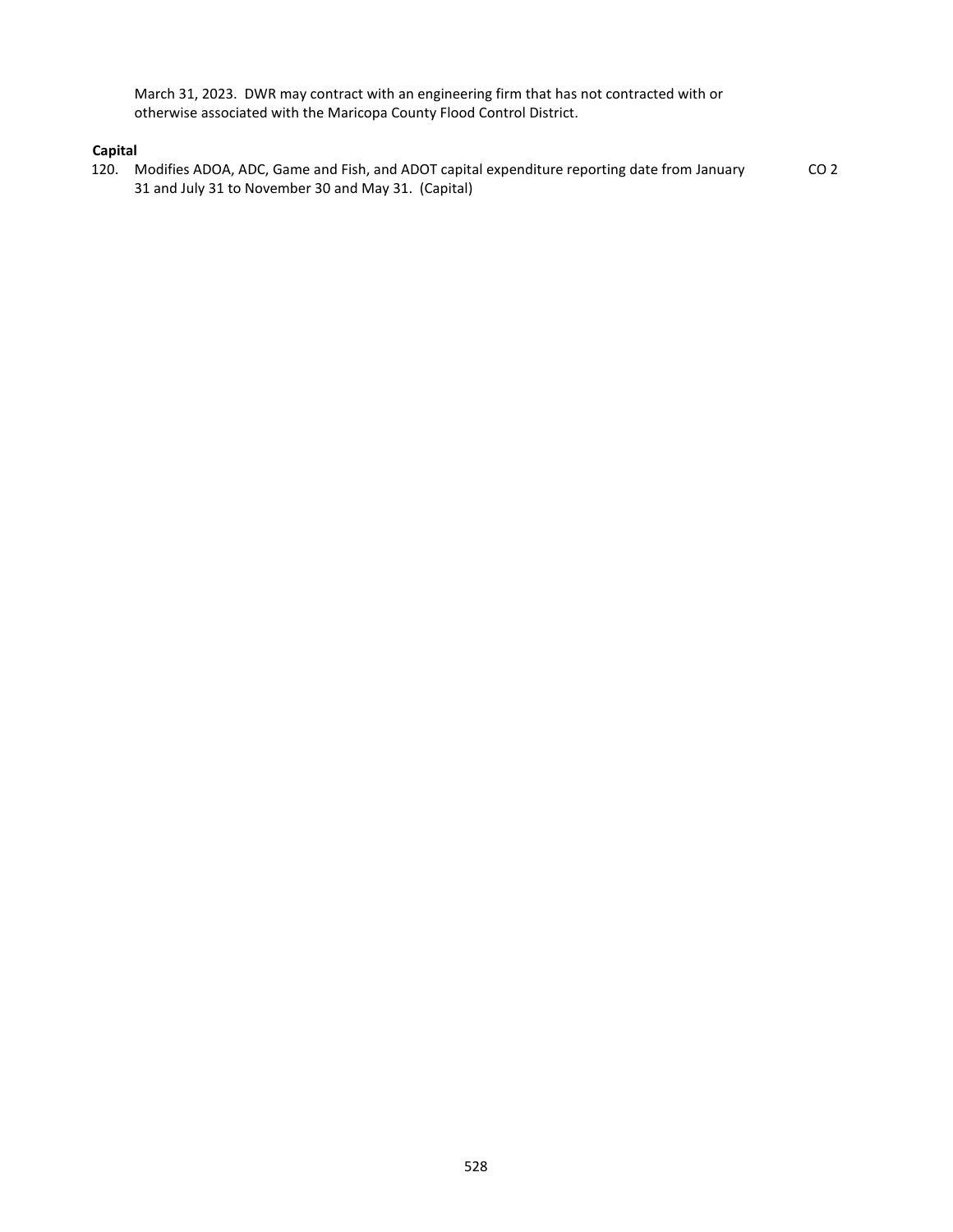March 31, 2023. DWR may contract with an engineering firm that has not contracted with or otherwise associated with the Maricopa County Flood Control District.

**Capital**

120. Modifies ADOA, ADC, Game and Fish, and ADOT capital expenditure reporting date from January 31 and July 31 to November 30 and May 31. (Capital) CO 2